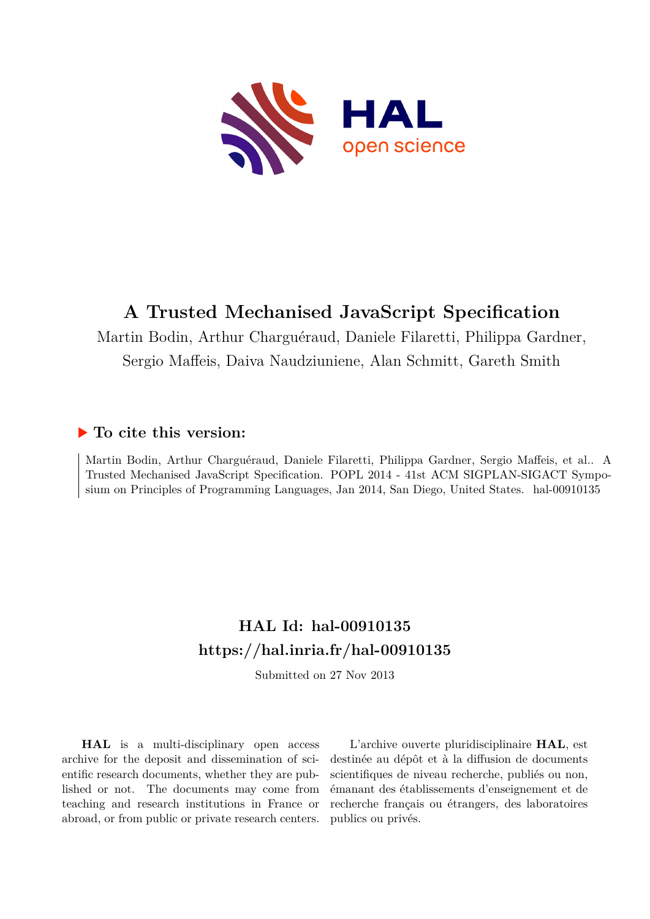# A Trusted Mechanised JavaScript Specification

Martin Bodin, Arthur Charguéraud, Daniele Filaretti, Philippa Gardner, Sergio Maffeis, Daiva Naudziuniene, Alan Schmitt, Gareth Smith

## ▶ To cite this version:

Martin Bodin, Arthur Charguéraud, Daniele Filaretti, Philippa Gardner, Sergio Maffeis, et al.. A Trusted Mechanised JavaScript Specification. POPL 2014 - 41st ACM SIGPLAN-SIGACT Symposium on Principles of Programming Languages, Jan 2014, San Diego, United States. hal-00910135

## HAL Id: hal-00910135
## https://hal.inria.fr/hal-00910135

Submitted on 27 Nov 2013

**HAL** is a multi-disciplinary open access archive for the deposit and dissemination of scientific research documents, whether they are published or not. The documents may come from teaching and research institutions in France or abroad, or from public or private research centers.

L'archive ouverte pluridisciplinaire **HAL**, est destinée au dépôt et à la diffusion de documents scientifiques de niveau recherche, publiés ou non, émanant des établissements d'enseignement et de recherche français ou étrangers, des laboratoires publics ou privés.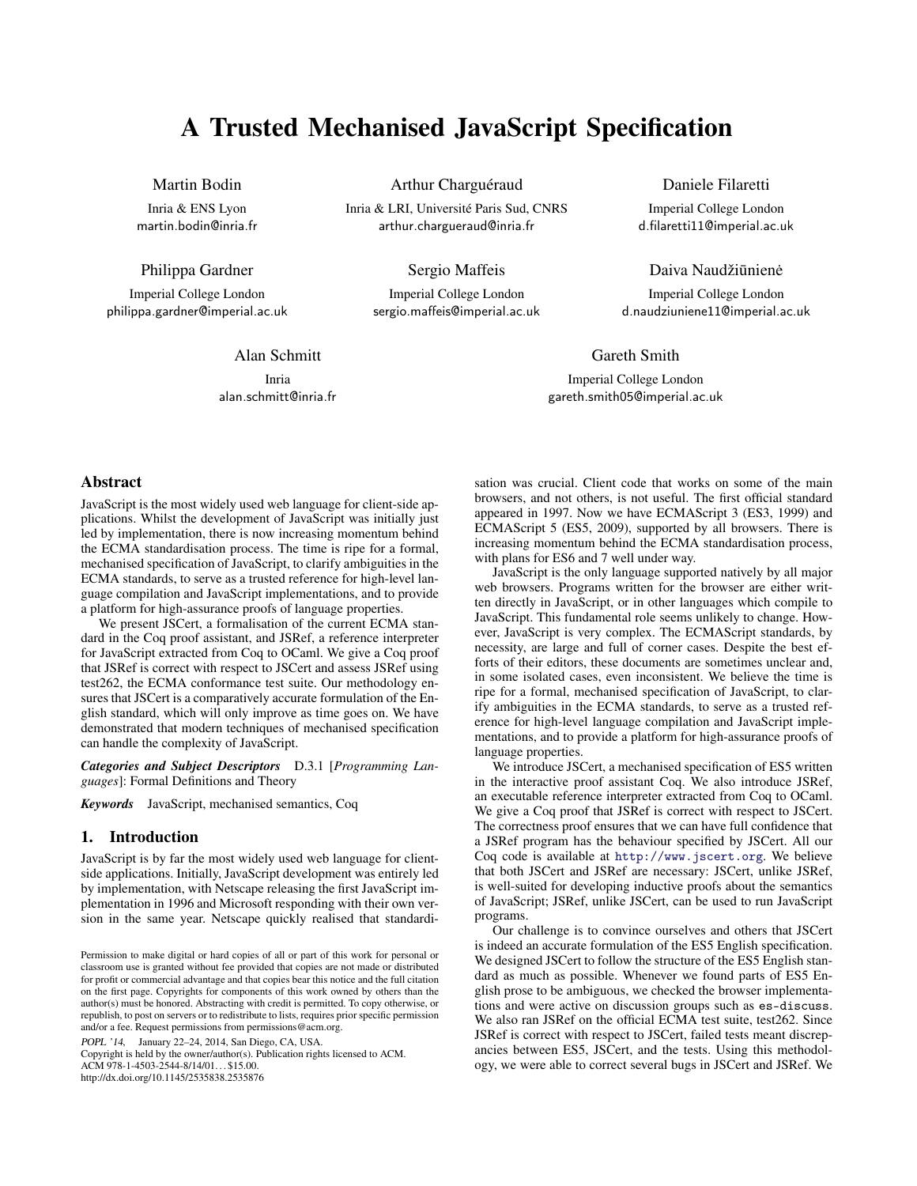# A Trusted Mechanised JavaScript Specification

Martin Bodin
Inria & ENS Lyon
martin.bodin@inria.fr

Arthur Charguéraud
Inria & LRI, Université Paris Sud, CNRS
arthur.chargueraud@inria.fr

Daniele Filaretti
Imperial College London
d.filaretti11@imperial.ac.uk

Philippa Gardner
Imperial College London
philippa.gardner@imperial.ac.uk

Sergio Maffeis
Imperial College London
sergio.maffeis@imperial.ac.uk

Daiva Naudžiūnienė
Imperial College London
d.naudziuniene11@imperial.ac.uk

Alan Schmitt
Inria
alan.schmitt@inria.fr

Gareth Smith
Imperial College London
gareth.smith05@imperial.ac.uk

## Abstract

JavaScript is the most widely used web language for client-side applications. Whilst the development of JavaScript was initially just led by implementation, there is now increasing momentum behind the ECMA standardisation process. The time is ripe for a formal, mechanised specification of JavaScript, to clarify ambiguities in the ECMA standards, to serve as a trusted reference for high-level language compilation and JavaScript implementations, and to provide a platform for high-assurance proofs of language properties.

We present JSCert, a formalisation of the current ECMA standard in the Coq proof assistant, and JSRef, a reference interpreter for JavaScript extracted from Coq to OCaml. We give a Coq proof that JSRef is correct with respect to JSCert and assess JSRef using test262, the ECMA conformance test suite. Our methodology ensures that JSCert is a comparatively accurate formulation of the English standard, which will only improve as time goes on. We have demonstrated that modern techniques of mechanised specification can handle the complexity of JavaScript.

***Categories and Subject Descriptors*** D.3.1 [*Programming Languages*]: Formal Definitions and Theory

***Keywords*** JavaScript, mechanised semantics, Coq

## 1. Introduction

JavaScript is by far the most widely used web language for client-side applications. Initially, JavaScript development was entirely led by implementation, with Netscape releasing the first JavaScript implementation in 1996 and Microsoft responding with their own version in the same year. Netscape quickly realised that standardisation was crucial. Client code that works on some of the main browsers, and not others, is not useful. The first official standard appeared in 1997. Now we have ECMAScript 3 (ES3, 1999) and ECMAScript 5 (ES5, 2009), supported by all browsers. There is increasing momentum behind the ECMA standardisation process, with plans for ES6 and 7 well under way.

JavaScript is the only language supported natively by all major web browsers. Programs written for the browser are either written directly in JavaScript, or in other languages which compile to JavaScript. This fundamental role seems unlikely to change. However, JavaScript is very complex. The ECMAScript standards, by necessity, are large and full of corner cases. Despite the best efforts of their editors, these documents are sometimes unclear and, in some isolated cases, even inconsistent. We believe the time is ripe for a formal, mechanised specification of JavaScript, to clarify ambiguities in the ECMA standards, to serve as a trusted reference for high-level language compilation and JavaScript implementations, and to provide a platform for high-assurance proofs of language properties.

We introduce JSCert, a mechanised specification of ES5 written in the interactive proof assistant Coq. We also introduce JSRef, an executable reference interpreter extracted from Coq to OCaml. We give a Coq proof that JSRef is correct with respect to JSCert. The correctness proof ensures that we can have full confidence that a JSRef program has the behaviour specified by JSCert. All our Coq code is available at http://www.jscert.org. We believe that both JSCert and JSRef are necessary: JSCert, unlike JSRef, is well-suited for developing inductive proofs about the semantics of JavaScript; JSRef, unlike JSCert, can be used to run JavaScript programs.

Our challenge is to convince ourselves and others that JSCert is indeed an accurate formulation of the ES5 English specification. We designed JSCert to follow the structure of the ES5 English standard as much as possible. Whenever we found parts of ES5 English prose to be ambiguous, we checked the browser implementations and were active on discussion groups such as es-discuss. We also ran JSRef on the official ECMA test suite, test262. Since JSRef is correct with respect to JSCert, failed tests meant discrepancies between ES5, JSCert, and the tests. Using this methodology, we were able to correct several bugs in JSCert and JSRef. We

Permission to make digital or hard copies of all or part of this work for personal or classroom use is granted without fee provided that copies are not made or distributed for profit or commercial advantage and that copies bear this notice and the full citation on the first page. Copyrights for components of this work owned by others than the author(s) must be honored. Abstracting with credit is permitted. To copy otherwise, or republish, to post on servers or to redistribute to lists, requires prior specific permission and/or a fee. Request permissions from permissions@acm.org.

*POPL '14*, January 22–24, 2014, San Diego, CA, USA.
Copyright is held by the owner/author(s). Publication rights licensed to ACM.
ACM 978-1-4503-2544-8/14/01…$15.00.
http://dx.doi.org/10.1145/2535838.2535876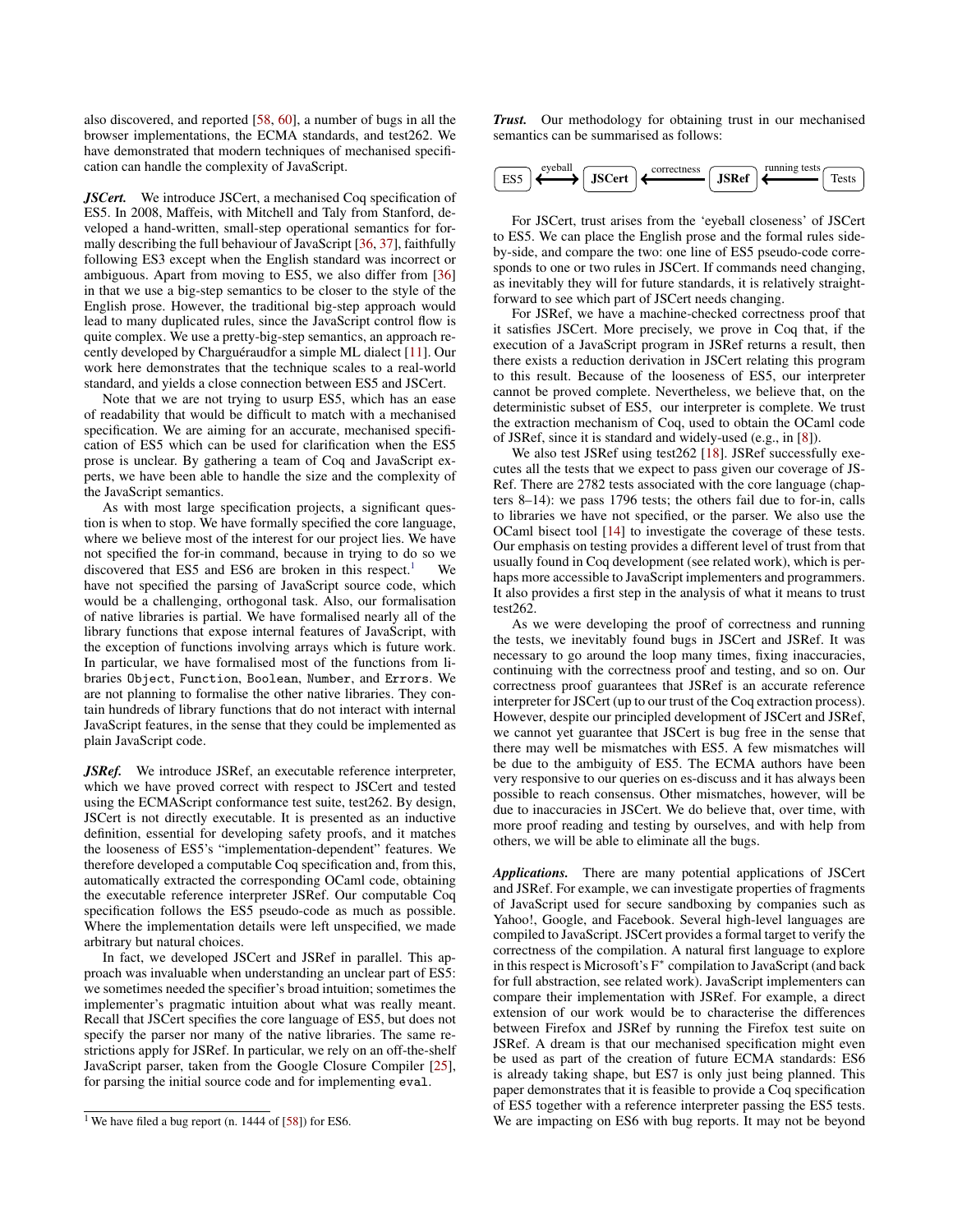also discovered, and reported [58, 60], a number of bugs in all the browser implementations, the ECMA standards, and test262. We have demonstrated that modern techniques of mechanised specification can handle the complexity of JavaScript.

***JSCert.*** We introduce JSCert, a mechanised Coq specification of ES5. In 2008, Maffeis, with Mitchell and Taly from Stanford, developed a hand-written, small-step operational semantics for formally describing the full behaviour of JavaScript [36, 37], faithfully following ES3 except when the English standard was incorrect or ambiguous. Apart from moving to ES5, we also differ from [36] in that we use a big-step semantics to be closer to the style of the English prose. However, the traditional big-step approach would lead to many duplicated rules, since the JavaScript control flow is quite complex. We use a pretty-big-step semantics, an approach recently developed by Charguéraudfor a simple ML dialect [11]. Our work here demonstrates that the technique scales to a real-world standard, and yields a close connection between ES5 and JSCert.

Note that we are not trying to usurp ES5, which has an ease of readability that would be difficult to match with a mechanised specification. We are aiming for an accurate, mechanised specification of ES5 which can be used for clarification when the ES5 prose is unclear. By gathering a team of Coq and JavaScript experts, we have been able to handle the size and the complexity of the JavaScript semantics.

As with most large specification projects, a significant question is when to stop. We have formally specified the core language, where we believe most of the interest for our project lies. We have not specified the for-in command, because in trying to do so we discovered that ES5 and ES6 are broken in this respect.[1] We have not specified the parsing of JavaScript source code, which would be a challenging, orthogonal task. Also, our formalisation of native libraries is partial. We have formalised nearly all of the library functions that expose internal features of JavaScript, with the exception of functions involving arrays which is future work. In particular, we have formalised most of the functions from libraries `Object`, `Function`, `Boolean`, `Number`, and `Errors`. We are not planning to formalise the other native libraries. They contain hundreds of library functions that do not interact with internal JavaScript features, in the sense that they could be implemented as plain JavaScript code.

***JSRef.*** We introduce JSRef, an executable reference interpreter, which we have proved correct with respect to JSCert and tested using the ECMAScript conformance test suite, test262. By design, JSCert is not directly executable. It is presented as an inductive definition, essential for developing safety proofs, and it matches the looseness of ES5's "implementation-dependent" features. We therefore developed a computable Coq specification and, from this, automatically extracted the corresponding OCaml code, obtaining the executable reference interpreter JSRef. Our computable Coq specification follows the ES5 pseudo-code as much as possible. Where the implementation details were left unspecified, we made arbitrary but natural choices.

In fact, we developed JSCert and JSRef in parallel. This approach was invaluable when understanding an unclear part of ES5: we sometimes needed the specifier's broad intuition; sometimes the implementer's pragmatic intuition about what was really meant. Recall that JSCert specifies the core language of ES5, but does not specify the parser nor many of the native libraries. The same restrictions apply for JSRef. In particular, we rely on an off-the-shelf JavaScript parser, taken from the Google Closure Compiler [25], for parsing the initial source code and for implementing `eval`.

[1] We have filed a bug report (n. 1444 of [58]) for ES6.

***Trust.*** Our methodology for obtaining trust in our mechanised semantics can be summarised as follows:

ES5 ⟵eyeball⟶ **JSCert** ⟵correctness— **JSRef** ⟵running tests— Tests

For JSCert, trust arises from the 'eyeball closeness' of JSCert to ES5. We can place the English prose and the formal rules side-by-side, and compare the two: one line of ES5 pseudo-code corresponds to one or two rules in JSCert. If commands need changing, as inevitably they will for future standards, it is relatively straightforward to see which part of JSCert needs changing.

For JSRef, we have a machine-checked correctness proof that it satisfies JSCert. More precisely, we prove in Coq that, if the execution of a JavaScript program in JSRef returns a result, then there exists a reduction derivation in JSCert relating this program to this result. Because of the looseness of ES5, our interpreter cannot be proved complete. Nevertheless, we believe that, on the deterministic subset of ES5, our interpreter is complete. We trust the extraction mechanism of Coq, used to obtain the OCaml code of JSRef, since it is standard and widely-used (e.g., in [8]).

We also test JSRef using test262 [18]. JSRef successfully executes all the tests that we expect to pass given our coverage of JSRef. There are 2782 tests associated with the core language (chapters 8–14): we pass 1796 tests; the others fail due to for-in, calls to libraries we have not specified, or the parser. We also use the OCaml bisect tool [14] to investigate the coverage of these tests. Our emphasis on testing provides a different level of trust from that usually found in Coq development (see related work), which is perhaps more accessible to JavaScript implementers and programmers. It also provides a first step in the analysis of what it means to trust test262.

As we were developing the proof of correctness and running the tests, we inevitably found bugs in JSCert and JSRef. It was necessary to go around the loop many times, fixing inaccuracies, continuing with the correctness proof and testing, and so on. Our correctness proof guarantees that JSRef is an accurate reference interpreter for JSCert (up to our trust of the Coq extraction process). However, despite our principled development of JSCert and JSRef, we cannot yet guarantee that JSCert is bug free in the sense that there may well be mismatches with ES5. A few mismatches will be due to the ambiguity of ES5. The ECMA authors have been very responsive to our queries on es-discuss and it has always been possible to reach consensus. Other mismatches, however, will be due to inaccuracies in JSCert. We do believe that, over time, with more proof reading and testing by ourselves, and with help from others, we will be able to eliminate all the bugs.

***Applications.*** There are many potential applications of JSCert and JSRef. For example, we can investigate properties of fragments of JavaScript used for secure sandboxing by companies such as Yahoo!, Google, and Facebook. Several high-level languages are compiled to JavaScript. JSCert provides a formal target to verify the correctness of the compilation. A natural first language to explore in this respect is Microsoft's F* compilation to JavaScript (and back for full abstraction, see related work). JavaScript implementers can compare their implementation with JSRef. For example, a direct extension of our work would be to characterise the differences between Firefox and JSRef by running the Firefox test suite on JSRef. A dream is that our mechanised specification might even be used as part of the creation of future ECMA standards: ES6 is already taking shape, but ES7 is only just being planned. This paper demonstrates that it is feasible to provide a Coq specification of ES5 together with a reference interpreter passing the ES5 tests. We are impacting on ES6 with bug reports. It may not be beyond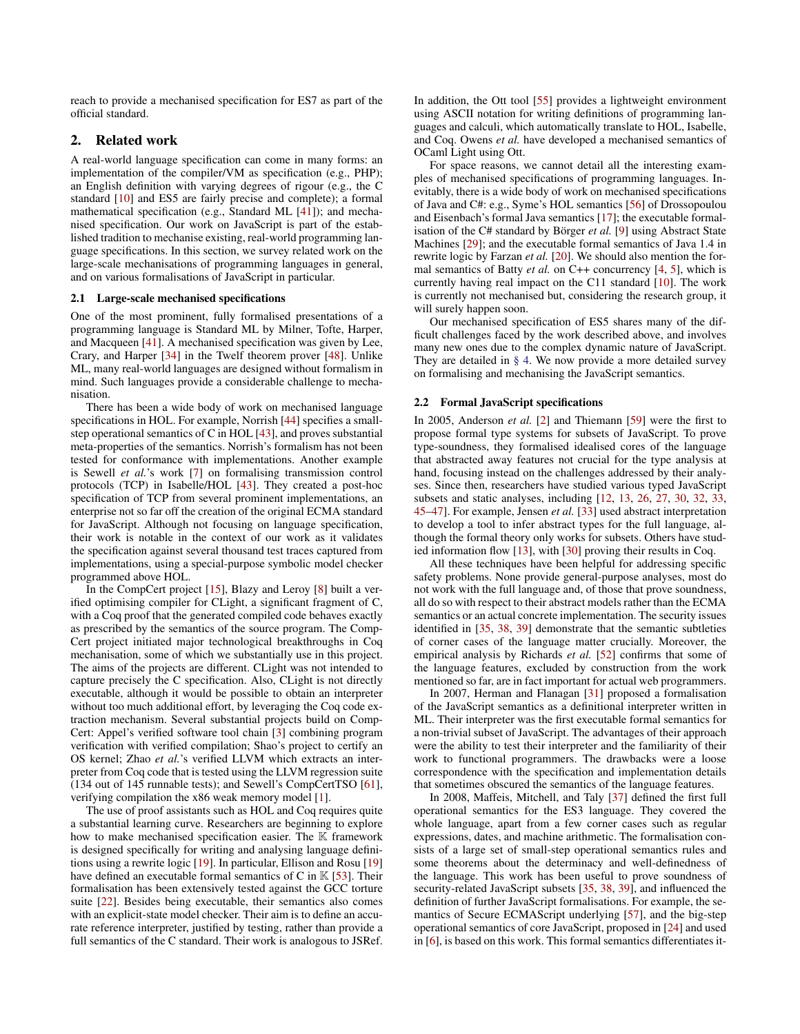reach to provide a mechanised specification for ES7 as part of the official standard.

## 2. Related work

A real-world language specification can come in many forms: an implementation of the compiler/VM as specification (e.g., PHP); an English definition with varying degrees of rigour (e.g., the C standard [10] and ES5 are fairly precise and complete); a formal mathematical specification (e.g., Standard ML [41]); and mechanised specification. Our work on JavaScript is part of the established tradition to mechanise existing, real-world programming language specifications. In this section, we survey related work on the large-scale mechanisations of programming languages in general, and on various formalisations of JavaScript in particular.

### 2.1 Large-scale mechanised specifications

One of the most prominent, fully formalised presentations of a programming language is Standard ML by Milner, Tofte, Harper, and Macqueen [41]. A mechanised specification was given by Lee, Crary, and Harper [34] in the Twelf theorem prover [48]. Unlike ML, many real-world languages are designed without formalism in mind. Such languages provide a considerable challenge to mechanisation.

There has been a wide body of work on mechanised language specifications in HOL. For example, Norrish [44] specifies a small-step operational semantics of C in HOL [43], and proves substantial meta-properties of the semantics. Norrish's formalism has not been tested for conformance with implementations. Another example is Sewell *et al.*'s work [7] on formalising transmission control protocols (TCP) in Isabelle/HOL [43]. They created a post-hoc specification of TCP from several prominent implementations, an enterprise not so far off the creation of the original ECMA standard for JavaScript. Although not focusing on language specification, their work is notable in the context of our work as it validates the specification against several thousand test traces captured from implementations, using a special-purpose symbolic model checker programmed above HOL.

In the CompCert project [15], Blazy and Leroy [8] built a verified optimising compiler for CLight, a significant fragment of C, with a Coq proof that the generated compiled code behaves exactly as prescribed by the semantics of the source program. The CompCert project initiated major technological breakthroughs in Coq mechanisation, some of which we substantially use in this project. The aims of the projects are different. CLight was not intended to capture precisely the C specification. Also, CLight is not directly executable, although it would be possible to obtain an interpreter without too much additional effort, by leveraging the Coq code extraction mechanism. Several substantial projects build on CompCert: Appel's verified software tool chain [3] combining program verification with verified compilation; Shao's project to certify an OS kernel; Zhao *et al.*'s verified LLVM which extracts an interpreter from Coq code that is tested using the LLVM regression suite (134 out of 145 runnable tests); and Sewell's CompCertTSO [61], verifying compilation the x86 weak memory model [1].

The use of proof assistants such as HOL and Coq requires quite a substantial learning curve. Researchers are beginning to explore how to make mechanised specification easier. The $\mathbb{K}$ framework is designed specifically for writing and analysing language definitions using a rewrite logic [19]. In particular, Ellison and Rosu [19] have defined an executable formal semantics of C in $\mathbb{K}$ [53]. Their formalisation has been extensively tested against the GCC torture suite [22]. Besides being executable, their semantics also comes with an explicit-state model checker. Their aim is to define an accurate reference interpreter, justified by testing, rather than provide a full semantics of the C standard. Their work is analogous to JSRef.

In addition, the Ott tool [55] provides a lightweight environment using ASCII notation for writing definitions of programming languages and calculi, which automatically translate to HOL, Isabelle, and Coq. Owens *et al.* have developed a mechanised semantics of OCaml Light using Ott.

For space reasons, we cannot detail all the interesting examples of mechanised specifications of programming languages. Inevitably, there is a wide body of work on mechanised specifications of Java and C#: e.g., Syme's HOL semantics [56] of Drossopoulou and Eisenbach's formal Java semantics [17]; the executable formalisation of the C# standard by Börger *et al.* [9] using Abstract State Machines [29]; and the executable formal semantics of Java 1.4 in rewrite logic by Farzan *et al.* [20]. We should also mention the formal semantics of Batty *et al.* on C++ concurrency [4, 5], which is currently having real impact on the C11 standard [10]. The work is currently not mechanised but, considering the research group, it will surely happen soon.

Our mechanised specification of ES5 shares many of the difficult challenges faced by the work described above, and involves many new ones due to the complex dynamic nature of JavaScript. They are detailed in § 4. We now provide a more detailed survey on formalising and mechanising the JavaScript semantics.

### 2.2 Formal JavaScript specifications

In 2005, Anderson *et al.* [2] and Thiemann [59] were the first to propose formal type systems for subsets of JavaScript. To prove type-soundness, they formalised idealised cores of the language that abstracted away features not crucial for the type analysis at hand, focusing instead on the challenges addressed by their analyses. Since then, researchers have studied various typed JavaScript subsets and static analyses, including [12, 13, 26, 27, 30, 32, 33, 45–47]. For example, Jensen *et al.* [33] used abstract interpretation to develop a tool to infer abstract types for the full language, although the formal theory only works for subsets. Others have studied information flow [13], with [30] proving their results in Coq.

All these techniques have been helpful for addressing specific safety problems. None provide general-purpose analyses, most do not work with the full language and, of those that prove soundness, all do so with respect to their abstract models rather than the ECMA semantics or an actual concrete implementation. The security issues identified in [35, 38, 39] demonstrate that the semantic subtleties of corner cases of the language matter crucially. Moreover, the empirical analysis by Richards *et al.* [52] confirms that some of the language features, excluded by construction from the work mentioned so far, are in fact important for actual web programmers.

In 2007, Herman and Flanagan [31] proposed a formalisation of the JavaScript semantics as a definitional interpreter written in ML. Their interpreter was the first executable formal semantics for a non-trivial subset of JavaScript. The advantages of their approach were the ability to test their interpreter and the familiarity of their work to functional programmers. The drawbacks were a loose correspondence with the specification and implementation details that sometimes obscured the semantics of the language features.

In 2008, Maffeis, Mitchell, and Taly [37] defined the first full operational semantics for the ES3 language. They covered the whole language, apart from a few corner cases such as regular expressions, dates, and machine arithmetic. The formalisation consists of a large set of small-step operational semantics rules and some theorems about the determinacy and well-definedness of the language. This work has been useful to prove soundness of security-related JavaScript subsets [35, 38, 39], and influenced the definition of further JavaScript formalisations. For example, the semantics of Secure ECMAScript underlying [57], and the big-step operational semantics of core JavaScript, proposed in [24] and used in [6], is based on this work. This formal semantics differentiates it-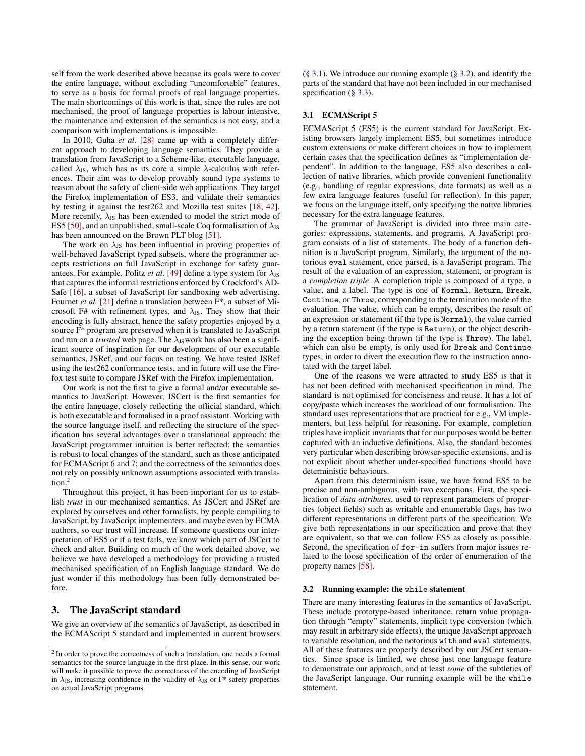self from the work described above because its goals were to cover the entire language, without excluding "uncomfortable" features, to serve as a basis for formal proofs of real language properties. The main shortcomings of this work is that, since the rules are not mechanised, the proof of language properties is labour intensive, the maintenance and extension of the semantics is not easy, and a comparison with implementations is impossible.

In 2010, Guha *et al.* [28] came up with a completely different approach to developing language semantics. They provide a translation from JavaScript to a Scheme-like, executable language, called $\lambda_{JS}$, which has as its core a simple $\lambda$-calculus with references. Their aim was to develop provably sound type systems to reason about the safety of client-side web applications. They target the Firefox implementation of ES3, and validate their semantics by testing it against the test262 and Mozilla test suites [18, 42]. More recently, $\lambda_{JS}$ has been extended to model the strict mode of ES5 [50], and an unpublished, small-scale Coq formalisation of $\lambda_{JS}$ has been announced on the Brown PLT blog [51].

The work on $\lambda_{JS}$ has been influential in proving properties of well-behaved JavaScript typed subsets, where the programmer accepts restrictions on full JavaScript in exchange for safety guarantees. For example, Politz *et al.* [49] define a type system for $\lambda_{JS}$ that captures the informal restrictions enforced by Crockford's ADSafe [16], a subset of JavaScript for sandboxing web advertising. Fournet *et al.* [21] define a translation between F*, a subset of Microsoft F# with refinement types, and $\lambda_{JS}$. They show that their encoding is fully abstract, hence the safety properties enjoyed by a source F* program are preserved when it is translated to JavaScript and run on a *trusted* web page. The $\lambda_{JS}$work has also been a significant source of inspiration for our development of our executable semantics, JSRef, and our focus on testing. We have tested JSRef using the test262 conformance tests, and in future will use the Firefox test suite to compare JSRef with the Firefox implementation.

Our work is not the first to give a formal and/or executable semantics to JavaScript. However, JSCert is the first semantics for the entire language, closely reflecting the official standard, which is both executable and formalised in a proof assistant. Working with the source language itself, and reflecting the structure of the specification has several advantages over a translational approach: the JavaScript programmer intuition is better reflected; the semantics is robust to local changes of the standard, such as those anticipated for ECMAScript 6 and 7; and the correctness of the semantics does not rely on possibly unknown assumptions associated with translation.[2]

Throughout this project, it has been important for us to establish *trust* in our mechanised semantics. As JSCert and JSRef are explored by ourselves and other formalists, by people compiling to JavaScript, by JavaScript implementers, and maybe even by ECMA authors, so our trust will increase. If someone questions our interpretation of ES5 or if a test fails, we know which part of JSCert to check and alter. Building on much of the work detailed above, we believe we have developed a methodology for providing a trusted mechanised specification of an English language standard. We do just wonder if this methodology has been fully demonstrated before.

## 3. The JavaScript standard

We give an overview of the semantics of JavaScript, as described in the ECMAScript 5 standard and implemented in current browsers (§ 3.1). We introduce our running example (§ 3.2), and identify the parts of the standard that have not been included in our mechanised specification (§ 3.3).

[2] In order to prove the correctness of such a translation, one needs a formal semantics for the source language in the first place. In this sense, our work will make it possible to prove the correctness of the encoding of JavaScript in $\lambda_{JS}$, increasing confidence in the validity of $\lambda_{JS}$ or F* safety properties on actual JavaScript programs.

### 3.1 ECMAScript 5

ECMAScript 5 (ES5) is the current standard for JavaScript. Existing browsers largely implement ES5, but sometimes introduce custom extensions or make different choices in how to implement certain cases that the specification defines as "implementation dependent". In addition to the language, ES5 also describes a collection of native libraries, which provide convenient functionality (e.g., handling of regular expressions, date formats) as well as a few extra language features (useful for reflection). In this paper, we focus on the language itself, only specifying the native libraries necessary for the extra language features.

The grammar of JavaScript is divided into three main categories: expressions, statements, and programs. A JavaScript program consists of a list of statements. The body of a function definition is a JavaScript program. Similarly, the argument of the notorious `eval` statement, once parsed, is a JavaScript program. The result of the evaluation of an expression, statement, or program is a *completion triple*. A completion triple is composed of a type, a value, and a label. The type is one of `Normal`, `Return`, `Break`, `Continue`, or `Throw`, corresponding to the termination mode of the evaluation. The value, which can be empty, describes the result of an expression or statement (if the type is `Normal`), the value carried by a return statement (if the type is `Return`), or the object describing the exception being thrown (if the type is `Throw`). The label, which can also be empty, is only used for `Break` and `Continue` types, in order to divert the execution flow to the instruction annotated with the target label.

One of the reasons we were attracted to study ES5 is that it has not been defined with mechanised specification in mind. The standard is not optimised for conciseness and reuse. It has a lot of copy/paste which increases the workload of our formalisation. The standard uses representations that are practical for e.g., VM implementers, but less helpful for reasoning. For example, completion triples have implicit invariants that for our purposes would be better captured with an inductive definitions. Also, the standard becomes very particular when describing browser-specific extensions, and is not explicit about whether under-specified functions should have deterministic behaviours.

Apart from this determinism issue, we have found ES5 to be precise and non-ambiguous, with two exceptions. First, the specification of *data attributes*, used to represent parameters of properties (object fields) such as writable and enumerable flags, has two different representations in different parts of the specification. We give both representations in our specification and prove that they are equivalent, so that we can follow ES5 as closely as possible. Second, the specification of `for-in` suffers from major issues related to the loose specification of the order of enumeration of the property names [58].

### 3.2 Running example: the `while` statement

There are many interesting features in the semantics of JavaScript. These include prototype-based inheritance, return value propagation through "empty" statements, implicit type conversion (which may result in arbitrary side effects), the unique JavaScript approach to variable resolution, and the notorious `with` and `eval` statements. All of these features are properly described by our JSCert semantics. Since space is limited, we chose just one language feature to demonstrate our approach, and at least *some* of the subtleties of the JavaScript language. Our running example will be the `while` statement.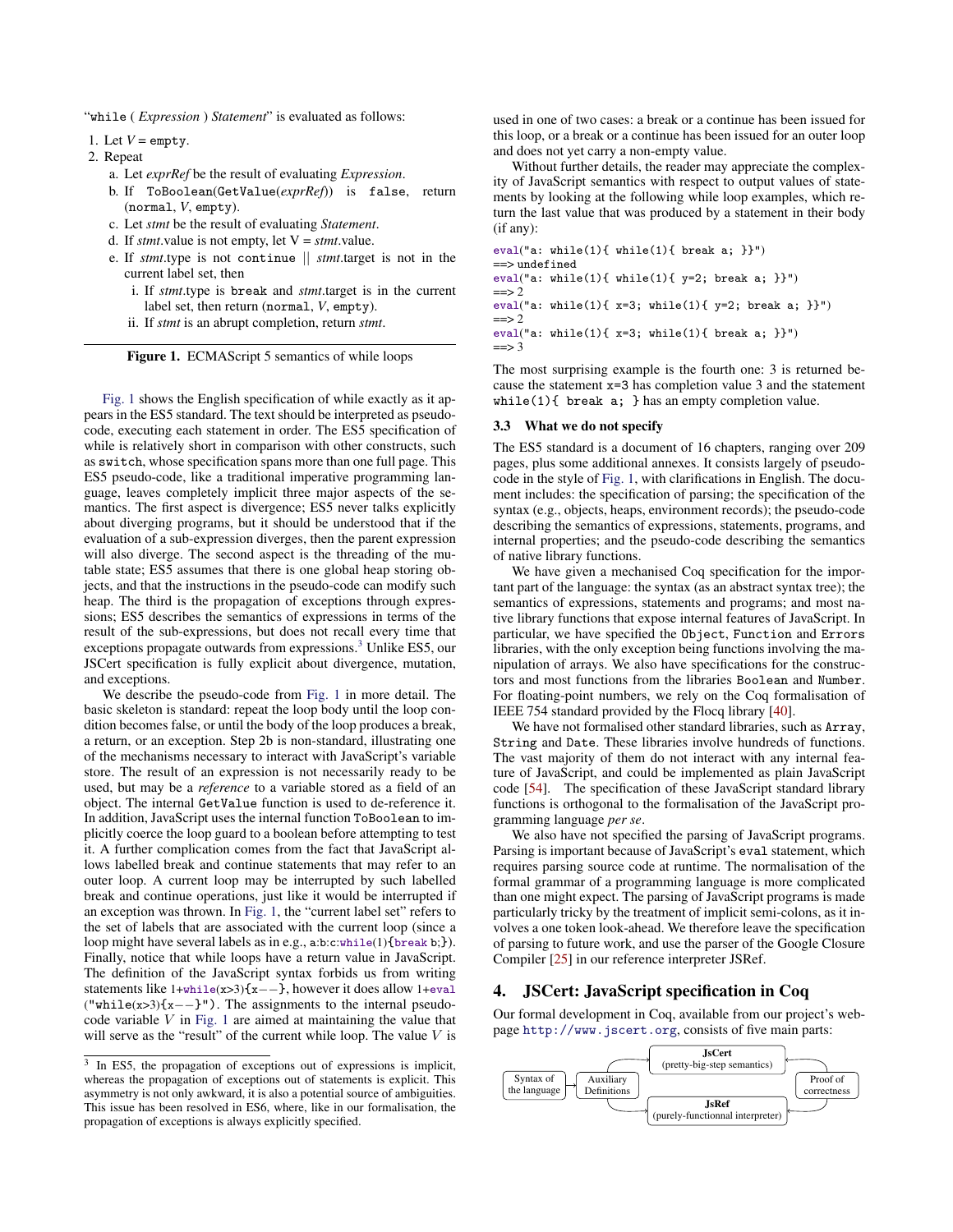"while ( *Expression* ) *Statement*" is evaluated as follows:

1. Let *V* = empty.
2. Repeat
   a. Let *exprRef* be the result of evaluating *Expression*.
   b. If ToBoolean(GetValue(*exprRef*)) is false, return (normal, *V*, empty).
   c. Let *stmt* be the result of evaluating *Statement*.
   d. If *stmt*.value is not empty, let V = *stmt*.value.
   e. If *stmt*.type is not continue || *stmt*.target is not in the current label set, then
      i. If *stmt*.type is break and *stmt*.target is in the current label set, then return (normal, *V*, empty).
      ii. If *stmt* is an abrupt completion, return *stmt*.

**Figure 1.** ECMAScript 5 semantics of while loops

Fig. 1 shows the English specification of while exactly as it appears in the ES5 standard. The text should be interpreted as pseudo-code, executing each statement in order. The ES5 specification of while is relatively short in comparison with other constructs, such as switch, whose specification spans more than one full page. This ES5 pseudo-code, like a traditional imperative programming language, leaves completely implicit three major aspects of the semantics. The first aspect is divergence; ES5 never talks explicitly about diverging programs, but it should be understood that if the evaluation of a sub-expression diverges, then the parent expression will also diverge. The second aspect is the threading of the mutable state; ES5 assumes that there is one global heap storing objects, and that the instructions in the pseudo-code can modify such heap. The third is the propagation of exceptions through expressions; ES5 describes the semantics of expressions in terms of the result of the sub-expressions, but does not recall every time that exceptions propagate outwards from expressions.[3] Unlike ES5, our JSCert specification is fully explicit about divergence, mutation, and exceptions.

We describe the pseudo-code from Fig. 1 in more detail. The basic skeleton is standard: repeat the loop body until the loop condition becomes false, or until the body of the loop produces a break, a return, or an exception. Step 2b is non-standard, illustrating one of the mechanisms necessary to interact with JavaScript's variable store. The result of an expression is not necessarily ready to be used, but may be a *reference* to a variable stored as a field of an object. The internal GetValue function is used to de-reference it. In addition, JavaScript uses the internal function ToBoolean to implicitly coerce the loop guard to a boolean before attempting to test it. A further complication comes from the fact that JavaScript allows labelled break and continue statements that may refer to an outer loop. A current loop may be interrupted by such labelled break and continue operations, just like it would be interrupted if an exception was thrown. In Fig. 1, the "current label set" refers to the set of labels that are associated with the current loop (since a loop might have several labels as in e.g., a:b:c:while(1){break b;}). Finally, notice that while loops have a return value in JavaScript. The definition of the JavaScript syntax forbids us from writing statements like 1+while(x>3){x−−}, however it does allow 1+eval ("while(x>3){x−−}"). The assignments to the internal pseudo-code variable $V$ in Fig. 1 are aimed at maintaining the value that will serve as the "result" of the current while loop. The value $V$ is used in one of two cases: a break or a continue has been issued for this loop, or a break or a continue has been issued for an outer loop and does not yet carry a non-empty value.

Without further details, the reader may appreciate the complexity of JavaScript semantics with respect to output values of statements by looking at the following while loop examples, which return the last value that was produced by a statement in their body (if any):

```
eval("a: while(1){ while(1){ break a; }}")
==> undefined
eval("a: while(1){ while(1){ y=2; break a; }}")
==> 2
eval("a: while(1){ x=3; while(1){ y=2; break a; }}")
==> 2
eval("a: while(1){ x=3; while(1){ break a; }}")
==> 3
```

The most surprising example is the fourth one: 3 is returned because the statement x=3 has completion value 3 and the statement while(1){ break a; } has an empty completion value.

### 3.3 What we do not specify

The ES5 standard is a document of 16 chapters, ranging over 209 pages, plus some additional annexes. It consists largely of pseudo-code in the style of Fig. 1, with clarifications in English. The document includes: the specification of parsing; the specification of the syntax (e.g., objects, heaps, environment records); the pseudo-code describing the semantics of expressions, statements, programs, and internal properties; and the pseudo-code describing the semantics of native library functions.

We have given a mechanised Coq specification for the important part of the language: the syntax (as an abstract syntax tree); the semantics of expressions, statements and programs; and most native library functions that expose internal features of JavaScript. In particular, we have specified the Object, Function and Errors libraries, with the only exception being functions involving the manipulation of arrays. We also have specifications for the constructors and most functions from the libraries Boolean and Number. For floating-point numbers, we rely on the Coq formalisation of IEEE 754 standard provided by the Flocq library [40].

We have not formalised other standard libraries, such as Array, String and Date. These libraries involve hundreds of functions. The vast majority of them do not interact with any internal feature of JavaScript, and could be implemented as plain JavaScript code [54]. The specification of these JavaScript standard library functions is orthogonal to the formalisation of the JavaScript programming language *per se*.

We also have not specified the parsing of JavaScript programs. Parsing is important because of JavaScript's eval statement, which requires parsing source code at runtime. The normalisation of the formal grammar of a programming language is more complicated than one might expect. The parsing of JavaScript programs is made particularly tricky by the treatment of implicit semi-colons, as it involves a one token look-ahead. We therefore leave the specification of parsing to future work, and use the parser of the Google Closure Compiler [25] in our reference interpreter JSRef.

## 4. JSCert: JavaScript specification in Coq

Our formal development in Coq, available from our project's webpage http://www.jscert.org, consists of five main parts:

Syntax of the language → Auxiliary Definitions → **JsCert** (pretty-big-step semantics) / **JsRef** (purely-functionnal interpreter) → Proof of correctness

[3] In ES5, the propagation of exceptions out of expressions is implicit, whereas the propagation of exceptions out of statements is explicit. This asymmetry is not only awkward, it is also a potential source of ambiguities. This issue has been resolved in ES6, where, like in our formalisation, the propagation of exceptions is always explicitly specified.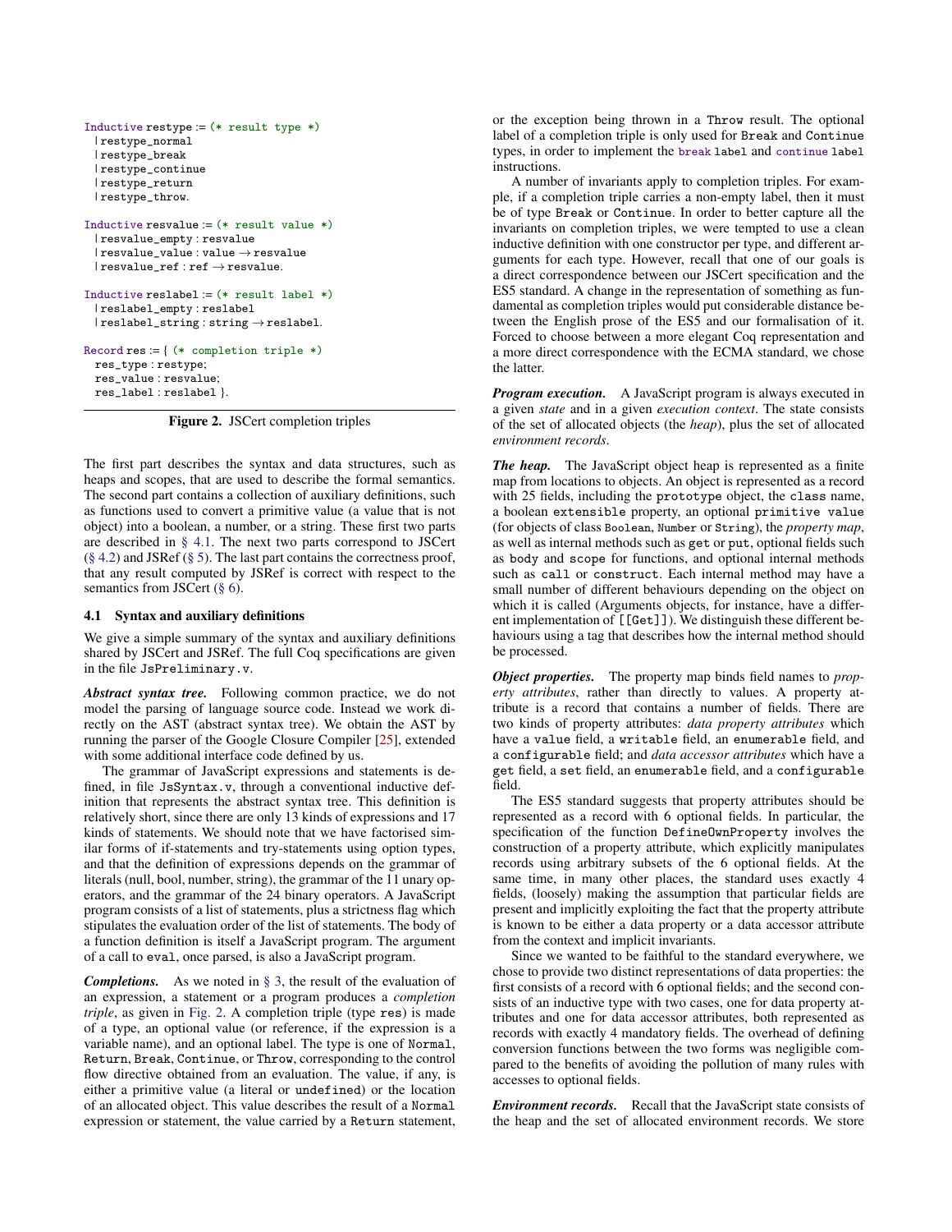```
Inductive restype := (* result type *)
  | restype_normal
  | restype_break
  | restype_continue
  | restype_return
  | restype_throw.

Inductive resvalue := (* result value *)
  | resvalue_empty : resvalue
  | resvalue_value : value → resvalue
  | resvalue_ref : ref → resvalue.

Inductive reslabel := (* result label *)
  | reslabel_empty : reslabel
  | reslabel_string : string → reslabel.

Record res := { (* completion triple *)
  res_type : restype;
  res_value : resvalue;
  res_label : reslabel }.
```

**Figure 2.** JSCert completion triples

The first part describes the syntax and data structures, such as heaps and scopes, that are used to describe the formal semantics. The second part contains a collection of auxiliary definitions, such as functions used to convert a primitive value (a value that is not object) into a boolean, a number, or a string. These first two parts are described in § 4.1. The next two parts correspond to JSCert (§ 4.2) and JSRef (§ 5). The last part contains the correctness proof, that any result computed by JSRef is correct with respect to the semantics from JSCert (§ 6).

### 4.1 Syntax and auxiliary definitions

We give a simple summary of the syntax and auxiliary definitions shared by JSCert and JSRef. The full Coq specifications are given in the file `JsPreliminary.v`.

***Abstract syntax tree.*** Following common practice, we do not model the parsing of language source code. Instead we work directly on the AST (abstract syntax tree). We obtain the AST by running the parser of the Google Closure Compiler [25], extended with some additional interface code defined by us.

The grammar of JavaScript expressions and statements is defined, in file `JsSyntax.v`, through a conventional inductive definition that represents the abstract syntax tree. This definition is relatively short, since there are only 13 kinds of expressions and 17 kinds of statements. We should note that we have factorised similar forms of if-statements and try-statements using option types, and that the definition of expressions depends on the grammar of literals (null, bool, number, string), the grammar of the 11 unary operators, and the grammar of the 24 binary operators. A JavaScript program consists of a list of statements, plus a strictness flag which stipulates the evaluation order of the list of statements. The body of a function definition is itself a JavaScript program. The argument of a call to `eval`, once parsed, is also a JavaScript program.

***Completions.*** As we noted in § 3, the result of the evaluation of an expression, a statement or a program produces a *completion triple*, as given in Fig. 2. A completion triple (type `res`) is made of a type, an optional value (or reference, if the expression is a variable name), and an optional label. The type is one of `Normal`, `Return`, `Break`, `Continue`, or `Throw`, corresponding to the control flow directive obtained from an evaluation. The value, if any, is either a primitive value (a literal or `undefined`) or the location of an allocated object. This value describes the result of a `Normal` expression or statement, the value carried by a `Return` statement, or the exception being thrown in a `Throw` result. The optional label of a completion triple is only used for `Break` and `Continue` types, in order to implement the `break label` and `continue label` instructions.

A number of invariants apply to completion triples. For example, if a completion triple carries a non-empty label, then it must be of type `Break` or `Continue`. In order to better capture all the invariants on completion triples, we were tempted to use a clean inductive definition with one constructor per type, and different arguments for each type. However, recall that one of our goals is a direct correspondence between our JSCert specification and the ES5 standard. A change in the representation of something as fundamental as completion triples would put considerable distance between the English prose of the ES5 and our formalisation of it. Forced to choose between a more elegant Coq representation and a more direct correspondence with the ECMA standard, we chose the latter.

***Program execution.*** A JavaScript program is always executed in a given *state* and in a given *execution context*. The state consists of the set of allocated objects (the *heap*), plus the set of allocated *environment records*.

***The heap.*** The JavaScript object heap is represented as a finite map from locations to objects. An object is represented as a record with 25 fields, including the `prototype` object, the `class` name, a boolean `extensible` property, an optional `primitive value` (for objects of class `Boolean`, `Number` or `String`), the *property map*, as well as internal methods such as `get` or `put`, optional fields such as `body` and `scope` for functions, and optional internal methods such as `call` or `construct`. Each internal method may have a small number of different behaviours depending on the object on which it is called (Arguments objects, for instance, have a different implementation of `[[Get]]`). We distinguish these different behaviours using a tag that describes how the internal method should be processed.

***Object properties.*** The property map binds field names to *property attributes*, rather than directly to values. A property attribute is a record that contains a number of fields. There are two kinds of property attributes: *data property attributes* which have a `value` field, a `writable` field, an `enumerable` field, and a `configurable` field; and *data accessor attributes* which have a `get` field, a `set` field, an `enumerable` field, and a `configurable` field.

The ES5 standard suggests that property attributes should be represented as a record with 6 optional fields. In particular, the specification of the function `DefineOwnProperty` involves the construction of a property attribute, which explicitly manipulates records using arbitrary subsets of the 6 optional fields. At the same time, in many other places, the standard uses exactly 4 fields, (loosely) making the assumption that particular fields are present and implicitly exploiting the fact that the property attribute is known to be either a data property or a data accessor attribute from the context and implicit invariants.

Since we wanted to be faithful to the standard everywhere, we chose to provide two distinct representations of data properties: the first consists of a record with 6 optional fields; and the second consists of an inductive type with two cases, one for data property attributes and one for data accessor attributes, both represented as records with exactly 4 mandatory fields. The overhead of defining conversion functions between the two forms was negligible compared to the benefits of avoiding the pollution of many rules with accesses to optional fields.

***Environment records.*** Recall that the JavaScript state consists of the heap and the set of allocated environment records. We store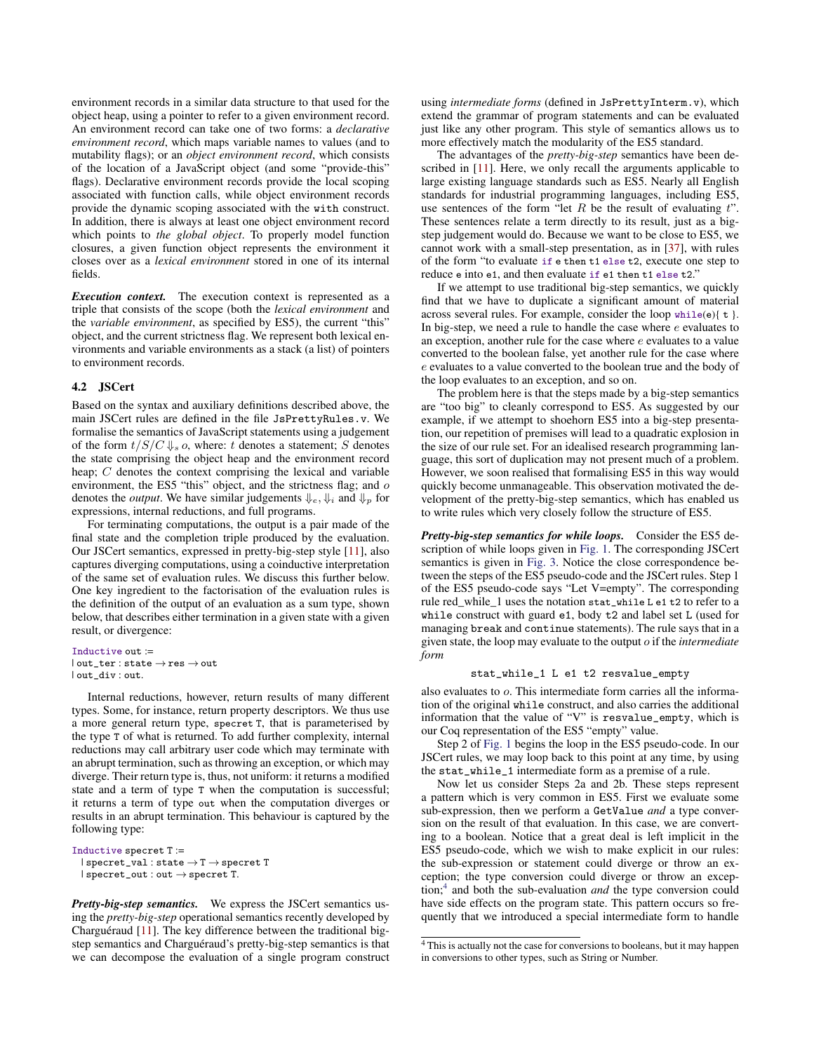environment records in a similar data structure to that used for the object heap, using a pointer to refer to a given environment record. An environment record can take one of two forms: a *declarative environment record*, which maps variable names to values (and to mutability flags); or an *object environment record*, which consists of the location of a JavaScript object (and some "provide-this" flags). Declarative environment records provide the local scoping associated with function calls, while object environment records provide the dynamic scoping associated with the `with` construct. In addition, there is always at least one object environment record which points to *the global object*. To properly model function closures, a given function object represents the environment it closes over as a *lexical environment* stored in one of its internal fields.

***Execution context.*** The execution context is represented as a triple that consists of the scope (both the *lexical environment* and the *variable environment*, as specified by ES5), the current "this" object, and the current strictness flag. We represent both lexical environments and variable environments as a stack (a list) of pointers to environment records.

### 4.2 JSCert

Based on the syntax and auxiliary definitions described above, the main JSCert rules are defined in the file `JsPrettyRules.v`. We formalise the semantics of JavaScript statements using a judgement of the form $t/S/C \Downarrow_s o$, where: $t$ denotes a statement; $S$ denotes the state comprising the object heap and the environment record heap; $C$ denotes the context comprising the lexical and variable environment, the ES5 "this" object, and the strictness flag; and $o$ denotes the *output*. We have similar judgements $\Downarrow_e$, $\Downarrow_i$ and $\Downarrow_p$ for expressions, internal reductions, and full programs.

For terminating computations, the output is a pair made of the final state and the completion triple produced by the evaluation. Our JSCert semantics, expressed in pretty-big-step style [11], also captures diverging computations, using a coinductive interpretation of the same set of evaluation rules. We discuss this further below. One key ingredient to the factorisation of the evaluation rules is the definition of the output of an evaluation as a sum type, shown below, that describes either termination in a given state with a given result, or divergence:

```
Inductive out :=
| out_ter : state → res → out
| out_div : out.
```

Internal reductions, however, return results of many different types. Some, for instance, return property descriptors. We thus use a more general return type, `specret T`, that is parameterised by the type `T` of what is returned. To add further complexity, internal reductions may call arbitrary user code which may terminate with an abrupt termination, such as throwing an exception, or which may diverge. Their return type is, thus, not uniform: it returns a modified state and a term of type `T` when the computation is successful; it returns a term of type `out` when the computation diverges or results in an abrupt termination. This behaviour is captured by the following type:

```
Inductive specret T :=
  | specret_val : state → T → specret T
  | specret_out : out → specret T.
```

***Pretty-big-step semantics.*** We express the JSCert semantics using the *pretty-big-step* operational semantics recently developed by Charguéraud [11]. The key difference between the traditional big-step semantics and Charguéraud's pretty-big-step semantics is that we can decompose the evaluation of a single program construct using *intermediate forms* (defined in `JsPrettyInterm.v`), which extend the grammar of program statements and can be evaluated just like any other program. This style of semantics allows us to more effectively match the modularity of the ES5 standard.

The advantages of the *pretty-big-step* semantics have been described in [11]. Here, we only recall the arguments applicable to large existing language standards such as ES5. Nearly all English standards for industrial programming languages, including ES5, use sentences of the form "let $R$ be the result of evaluating $t$". These sentences relate a term directly to its result, just as a big-step judgement would do. Because we want to be close to ES5, we cannot work with a small-step presentation, as in [37], with rules of the form "to evaluate `if e then t1 else t2`, execute one step to reduce `e` into `e1`, and then evaluate `if e1 then t1 else t2`."

If we attempt to use traditional big-step semantics, we quickly find that we have to duplicate a significant amount of material across several rules. For example, consider the loop `while(e){ t }`. In big-step, we need a rule to handle the case where $e$ evaluates to an exception, another rule for the case where $e$ evaluates to a value converted to the boolean false, yet another rule for the case where $e$ evaluates to a value converted to the boolean true and the body of the loop evaluates to an exception, and so on.

The problem here is that the steps made by a big-step semantics are "too big" to cleanly correspond to ES5. As suggested by our example, if we attempt to shoehorn ES5 into a big-step presentation, our repetition of premises will lead to a quadratic explosion in the size of our rule set. For an idealised research programming language, this sort of duplication may not present much of a problem. However, we soon realised that formalising ES5 in this way would quickly become unmanageable. This observation motivated the development of the pretty-big-step semantics, which has enabled us to write rules which very closely follow the structure of ES5.

***Pretty-big-step semantics for while loops.*** Consider the ES5 description of while loops given in Fig. 1. The corresponding JSCert semantics is given in Fig. 3. Notice the close correspondence between the steps of the ES5 pseudo-code and the JSCert rules. Step 1 of the ES5 pseudo-code says "Let V=empty". The corresponding rule red_while_1 uses the notation `stat_while L e1 t2` to refer to a `while` construct with guard `e1`, body `t2` and label set `L` (used for managing `break` and `continue` statements). The rule says that in a given state, the loop may evaluate to the output $o$ if the *intermediate form*

```
stat_while_1 L e1 t2 resvalue_empty
```

also evaluates to $o$. This intermediate form carries all the information of the original `while` construct, and also carries the additional information that the value of "V" is `resvalue_empty`, which is our Coq representation of the ES5 "empty" value.

Step 2 of Fig. 1 begins the loop in the ES5 pseudo-code. In our JSCert rules, we may loop back to this point at any time, by using the `stat_while_1` intermediate form as a premise of a rule.

Now let us consider Steps 2a and 2b. These steps represent a pattern which is very common in ES5. First we evaluate some sub-expression, then we perform a `GetValue` *and* a type conversion on the result of that evaluation. In this case, we are converting to a boolean. Notice that a great deal is left implicit in the ES5 pseudo-code, which we wish to make explicit in our rules: the sub-expression or statement could diverge or throw an exception; the type conversion could diverge or throw an exception;[4] and both the sub-evaluation *and* the type conversion could have side effects on the program state. This pattern occurs so frequently that we introduced a special intermediate form to handle

[4] This is actually not the case for conversions to booleans, but it may happen in conversions to other types, such as String or Number.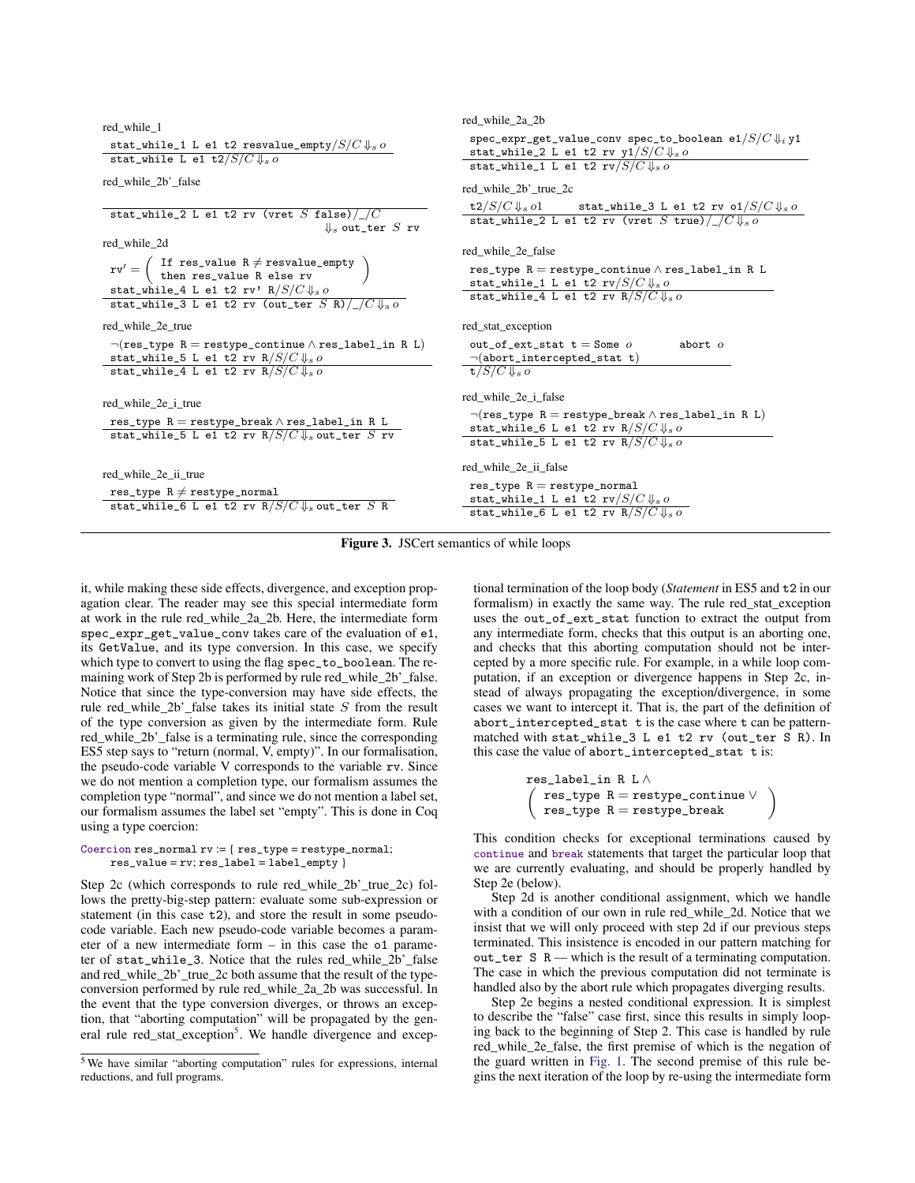red_while_1

$$\frac{\texttt{stat\_while\_1 L e1 t2 resvalue\_empty}/S/C \Downarrow_s o}{\texttt{stat\_while L e1 t2}/S/C \Downarrow_s o}$$

red_while_2a_2b

$$\frac{\texttt{spec\_expr\_get\_value\_conv spec\_to\_boolean e1}/S/C \Downarrow_i \texttt{y1} \qquad \texttt{stat\_while\_2 L e1 t2 rv y1}/S/C \Downarrow_s o}{\texttt{stat\_while\_1 L e1 t2 rv}/S/C \Downarrow_s o}$$

red_while_2b'_false

$$\frac{}{\texttt{stat\_while\_2 L e1 t2 rv (vret } S \texttt{ false)}/\_/C \Downarrow_s \texttt{out\_ter } S \texttt{ rv}}$$

red_while_2b'_true_2c

$$\frac{\texttt{t2}/S/C \Downarrow_s o1 \qquad \texttt{stat\_while\_3 L e1 t2 rv o1}/S/C \Downarrow_s o}{\texttt{stat\_while\_2 L e1 t2 rv (vret } S \texttt{ true)}/\_/C \Downarrow_s o}$$

red_while_2d

$$\frac{\texttt{rv}' = \left(\begin{array}{l}\texttt{If res\_value R} \neq \texttt{resvalue\_empty} \\ \texttt{then res\_value R else rv}\end{array}\right) \qquad \texttt{stat\_while\_4 L e1 t2 rv' R}/S/C \Downarrow_s o}{\texttt{stat\_while\_3 L e1 t2 rv (out\_ter } S \texttt{ R)}/\_/C \Downarrow_s o}$$

red_while_2e_false

$$\frac{\texttt{res\_type R} = \texttt{restype\_continue} \wedge \texttt{res\_label\_in R L} \qquad \texttt{stat\_while\_1 L e1 t2 rv}/S/C \Downarrow_s o}{\texttt{stat\_while\_4 L e1 t2 rv R}/S/C \Downarrow_s o}$$

red_while_2e_true

$$\frac{\neg(\texttt{res\_type R} = \texttt{restype\_continue} \wedge \texttt{res\_label\_in R L}) \qquad \texttt{stat\_while\_5 L e1 t2 rv R}/S/C \Downarrow_s o}{\texttt{stat\_while\_4 L e1 t2 rv R}/S/C \Downarrow_s o}$$

red_stat_exception

$$\frac{\texttt{out\_of\_ext\_stat t} = \texttt{Some } o \qquad \texttt{abort } o \qquad \neg(\texttt{abort\_intercepted\_stat t})}{\texttt{t}/S/C \Downarrow_s o}$$

red_while_2e_i_true

$$\frac{\texttt{res\_type R} = \texttt{restype\_break} \wedge \texttt{res\_label\_in R L}}{\texttt{stat\_while\_5 L e1 t2 rv R}/S/C \Downarrow_s \texttt{out\_ter } S \texttt{ rv}}$$

red_while_2e_i_false

$$\frac{\neg(\texttt{res\_type R} = \texttt{restype\_break} \wedge \texttt{res\_label\_in R L}) \qquad \texttt{stat\_while\_6 L e1 t2 rv R}/S/C \Downarrow_s o}{\texttt{stat\_while\_5 L e1 t2 rv R}/S/C \Downarrow_s o}$$

red_while_2e_ii_true

$$\frac{\texttt{res\_type R} \neq \texttt{restype\_normal}}{\texttt{stat\_while\_6 L e1 t2 rv R}/S/C \Downarrow_s \texttt{out\_ter } S \texttt{ R}}$$

red_while_2e_ii_false

$$\frac{\texttt{res\_type R} = \texttt{restype\_normal} \qquad \texttt{stat\_while\_1 L e1 t2 rv}/S/C \Downarrow_s o}{\texttt{stat\_while\_6 L e1 t2 rv R}/S/C \Downarrow_s o}$$

**Figure 3.** JSCert semantics of while loops

it, while making these side effects, divergence, and exception propagation clear. The reader may see this special intermediate form at work in the rule red_while_2a_2b. Here, the intermediate form `spec_expr_get_value_conv` takes care of the evaluation of `e1`, its `GetValue`, and its type conversion. In this case, we specify which type to convert to using the flag `spec_to_boolean`. The remaining work of Step 2b is performed by rule red_while_2b'_false. Notice that since the type-conversion may have side effects, the rule red_while_2b'_false takes its initial state $S$ from the result of the type conversion as given by the intermediate form. Rule red_while_2b'_false is a terminating rule, since the corresponding ES5 step says to "return (normal, V, empty)". In our formalisation, the pseudo-code variable V corresponds to the variable `rv`. Since we do not mention a completion type, our formalism assumes the completion type "normal", and since we do not mention a label set, our formalism assumes the label set "empty". This is done in Coq using a type coercion:

```
Coercion res_normal rv := { res_type = restype_normal;
    res_value = rv; res_label = label_empty }
```

Step 2c (which corresponds to rule red_while_2b'_true_2c) follows the pretty-big-step pattern: evaluate some sub-expression or statement (in this case `t2`), and store the result in some pseudo-code variable. Each new pseudo-code variable becomes a parameter of a new intermediate form – in this case the `o1` parameter of `stat_while_3`. Notice that the rules red_while_2b'_false and red_while_2b'_true_2c both assume that the result of the type-conversion performed by rule red_while_2a_2b was successful. In the event that the type conversion diverges, or throws an exception, that "aborting computation" will be propagated by the general rule red_stat_exception[5]. We handle divergence and exceptional termination of the loop body (*Statement* in ES5 and `t2` in our formalism) in exactly the same way. The rule red_stat_exception uses the `out_of_ext_stat` function to extract the output from any intermediate form, checks that this output is an aborting one, and checks that this aborting computation should not be intercepted by a more specific rule. For example, in a while loop computation, if an exception or divergence happens in Step 2c, instead of always propagating the exception/divergence, in some cases we want to intercept it. That is, the part of the definition of `abort_intercepted_stat t` is the case where `t` can be pattern-matched with `stat_while_3 L e1 t2 rv (out_ter S R)`. In this case the value of `abort_intercepted_stat t` is:

$$\texttt{res\_label\_in R L} \wedge \left(\begin{array}{l}\texttt{res\_type R} = \texttt{restype\_continue} \vee \\ \texttt{res\_type R} = \texttt{restype\_break}\end{array}\right)$$

This condition checks for exceptional terminations caused by `continue` and `break` statements that target the particular loop that we are currently evaluating, and should be properly handled by Step 2e (below).

Step 2d is another conditional assignment, which we handle with a condition of our own in rule red_while_2d. Notice that we insist that we will only proceed with step 2d if our previous steps terminated. This insistence is encoded in our pattern matching for `out_ter S R` — which is the result of a terminating computation. The case in which the previous computation did not terminate is handled also by the abort rule which propagates diverging results.

Step 2e begins a nested conditional expression. It is simplest to describe the "false" case first, since this results in simply looping back to the beginning of Step 2. This case is handled by rule red_while_2e_false, the first premise of which is the negation of the guard written in Fig. 1. The second premise of this rule begins the next iteration of the loop by re-using the intermediate form

[5] We have similar "aborting computation" rules for expressions, internal reductions, and full programs.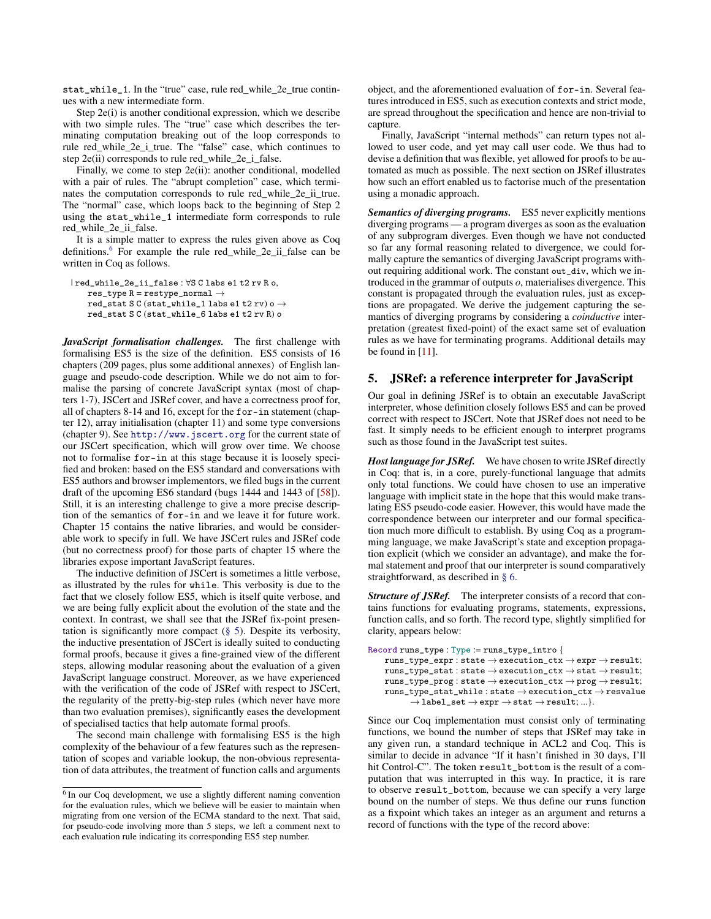stat_while_1. In the "true" case, rule red_while_2e_true continues with a new intermediate form.

Step 2e(i) is another conditional expression, which we describe with two simple rules. The "true" case which describes the terminating computation breaking out of the loop corresponds to rule red_while_2e_i_true. The "false" case, which continues to step 2e(ii) corresponds to rule red_while_2e_i_false.

Finally, we come to step 2e(ii): another conditional, modelled with a pair of rules. The "abrupt completion" case, which terminates the computation corresponds to rule red_while_2e_ii_true. The "normal" case, which loops back to the beginning of Step 2 using the stat_while_1 intermediate form corresponds to rule red_while_2e_ii_false.

It is a simple matter to express the rules given above as Coq definitions.[6] For example the rule red_while_2e_ii_false can be written in Coq as follows.

```
| red_while_2e_ii_false : ∀S C labs e1 t2 rv R o,
    res_type R = restype_normal →
    red_stat S C (stat_while_1 labs e1 t2 rv) o →
    red_stat S C (stat_while_6 labs e1 t2 rv R) o
```

***JavaScript formalisation challenges.*** The first challenge with formalising ES5 is the size of the definition. ES5 consists of 16 chapters (209 pages, plus some additional annexes) of English language and pseudo-code description. While we do not aim to formalise the parsing of concrete JavaScript syntax (most of chapters 1-7), JSCert and JSRef cover, and have a correctness proof for, all of chapters 8-14 and 16, except for the for-in statement (chapter 12), array initialisation (chapter 11) and some type conversions (chapter 9). See http://www.jscert.org for the current state of our JSCert specification, which will grow over time. We choose not to formalise for-in at this stage because it is loosely specified and broken: based on the ES5 standard and conversations with ES5 authors and browser implementors, we filed bugs in the current draft of the upcoming ES6 standard (bugs 1444 and 1443 of [58]). Still, it is an interesting challenge to give a more precise description of the semantics of for-in and we leave it for future work. Chapter 15 contains the native libraries, and would be considerable work to specify in full. We have JSCert rules and JSRef code (but no correctness proof) for those parts of chapter 15 where the libraries expose important JavaScript features.

The inductive definition of JSCert is sometimes a little verbose, as illustrated by the rules for while. This verbosity is due to the fact that we closely follow ES5, which is itself quite verbose, and we are being fully explicit about the evolution of the state and the context. In contrast, we shall see that the JSRef fix-point presentation is significantly more compact (§ 5). Despite its verbosity, the inductive presentation of JSCert is ideally suited to conducting formal proofs, because it gives a fine-grained view of the different steps, allowing modular reasoning about the evaluation of a given JavaScript language construct. Moreover, as we have experienced with the verification of the code of JSRef with respect to JSCert, the regularity of the pretty-big-step rules (which never have more than two evaluation premises), significantly eases the development of specialised tactics that help automate formal proofs.

The second main challenge with formalising ES5 is the high complexity of the behaviour of a few features such as the representation of scopes and variable lookup, the non-obvious representation of data attributes, the treatment of function calls and arguments object, and the aforementioned evaluation of for-in. Several features introduced in ES5, such as execution contexts and strict mode, are spread throughout the specification and hence are non-trivial to capture.

Finally, JavaScript "internal methods" can return types not allowed to user code, and yet may call user code. We thus had to devise a definition that was flexible, yet allowed for proofs to be automated as much as possible. The next section on JSRef illustrates how such an effort enabled us to factorise much of the presentation using a monadic approach.

***Semantics of diverging programs.*** ES5 never explicitly mentions diverging programs — a program diverges as soon as the evaluation of any subprogram diverges. Even though we have not conducted so far any formal reasoning related to divergence, we could formally capture the semantics of diverging JavaScript programs without requiring additional work. The constant out_div, which we introduced in the grammar of outputs $o$, materialises divergence. This constant is propagated through the evaluation rules, just as exceptions are propagated. We derive the judgement capturing the semantics of diverging programs by considering a *coinductive* interpretation (greatest fixed-point) of the exact same set of evaluation rules as we have for terminating programs. Additional details may be found in [11].

## 5. JSRef: a reference interpreter for JavaScript

Our goal in defining JSRef is to obtain an executable JavaScript interpreter, whose definition closely follows ES5 and can be proved correct with respect to JSCert. Note that JSRef does not need to be fast. It simply needs to be efficient enough to interpret programs such as those found in the JavaScript test suites.

***Host language for JSRef.*** We have chosen to write JSRef directly in Coq: that is, in a core, purely-functional language that admits only total functions. We could have chosen to use an imperative language with implicit state in the hope that this would make translating ES5 pseudo-code easier. However, this would have made the correspondence between our interpreter and our formal specification much more difficult to establish. By using Coq as a programming language, we make JavaScript's state and exception propagation explicit (which we consider an advantage), and make the formal statement and proof that our interpreter is sound comparatively straightforward, as described in § 6.

***Structure of JSRef.*** The interpreter consists of a record that contains functions for evaluating programs, statements, expressions, function calls, and so forth. The record type, slightly simplified for clarity, appears below:

```
Record runs_type : Type := runs_type_intro {
    runs_type_expr : state → execution_ctx → expr → result;
    runs_type_stat : state → execution_ctx → stat → result;
    runs_type_prog : state → execution_ctx → prog → result;
    runs_type_stat_while : state → execution_ctx → resvalue
        → label_set → expr → stat → result; ...}.
```

Since our Coq implementation must consist only of terminating functions, we bound the number of steps that JSRef may take in any given run, a standard technique in ACL2 and Coq. This is similar to decide in advance "If it hasn't finished in 30 days, I'll hit Control-C". The token result_bottom is the result of a computation that was interrupted in this way. In practice, it is rare to observe result_bottom, because we can specify a very large bound on the number of steps. We thus define our runs function as a fixpoint which takes an integer as an argument and returns a record of functions with the type of the record above:

[6] In our Coq development, we use a slightly different naming convention for the evaluation rules, which we believe will be easier to maintain when migrating from one version of the ECMA standard to the next. That said, for pseudo-code involving more than 5 steps, we left a comment next to each evaluation rule indicating its corresponding ES5 step number.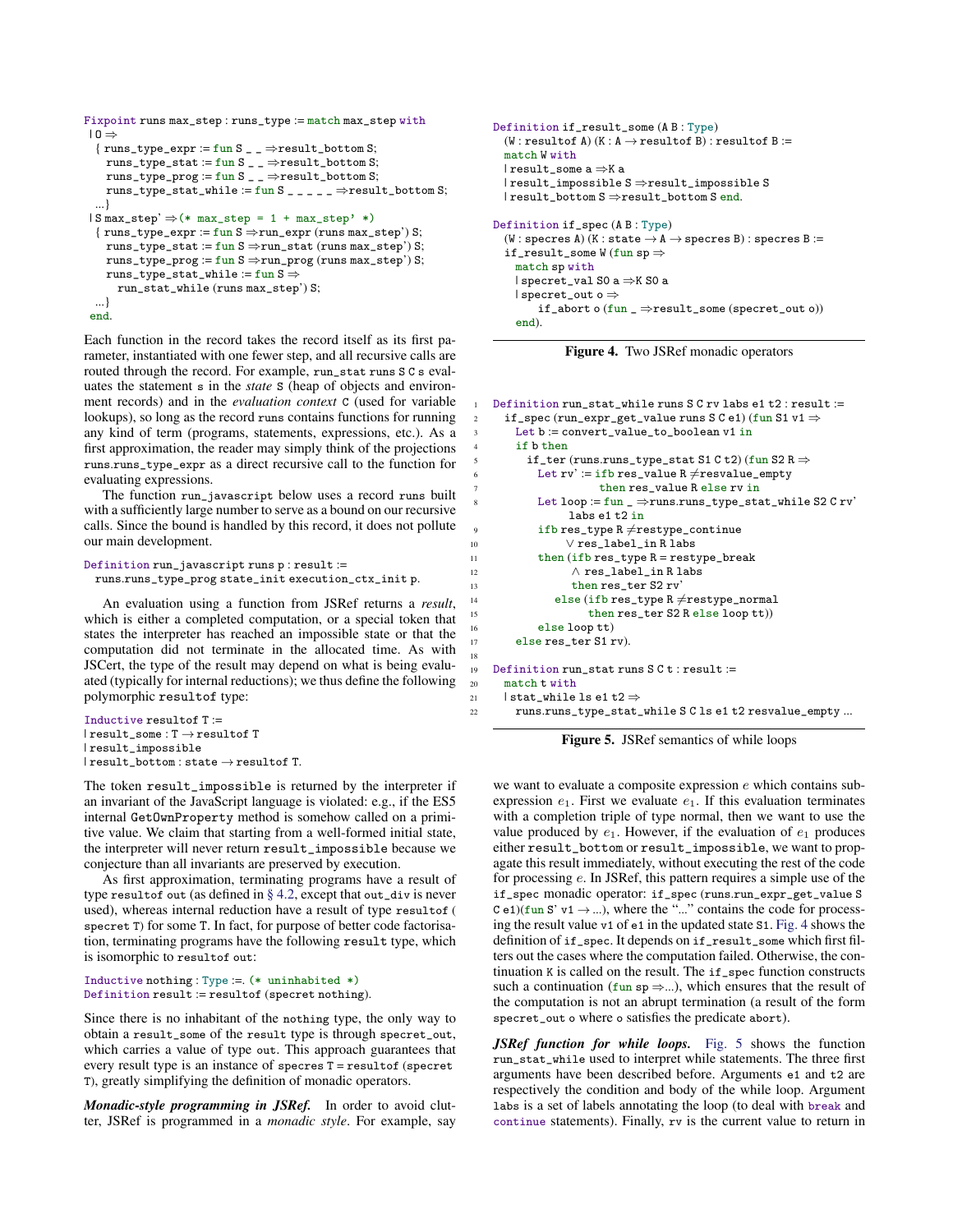```
Fixpoint runs max_step : runs_type := match max_step with
 | O ⇒
  { runs_type_expr := fun S _ _ ⇒result_bottom S;
    runs_type_stat := fun S _ _ ⇒result_bottom S;
    runs_type_prog := fun S _ _ ⇒result_bottom S;
    runs_type_stat_while := fun S _ _ _ _ _ ⇒result_bottom S;
  ...}
 | S max_step' ⇒(* max_step = 1 + max_step' *)
  { runs_type_expr := fun S ⇒run_expr (runs max_step') S;
    runs_type_stat := fun S ⇒run_stat (runs max_step') S;
    runs_type_prog := fun S ⇒run_prog (runs max_step') S;
    runs_type_stat_while := fun S ⇒
      run_stat_while (runs max_step') S;
  ...}
 end.
```

Each function in the record takes the record itself as its first parameter, instantiated with one fewer step, and all recursive calls are routed through the record. For example, `run_stat runs S C s` evaluates the statement `s` in the *state* `S` (heap of objects and environment records) and in the *evaluation context* `C` (used for variable lookups), so long as the record `runs` contains functions for running any kind of term (programs, statements, expressions, etc.). As a first approximation, the reader may simply think of the projections `runs.runs_type_expr` as a direct recursive call to the function for evaluating expressions.

The function `run_javascript` below uses a record `runs` built with a sufficiently large number to serve as a bound on our recursive calls. Since the bound is handled by this record, it does not pollute our main development.

```
Definition run_javascript runs p : result :=
  runs.runs_type_prog state_init execution_ctx_init p.
```

An evaluation using a function from JSRef returns a *result*, which is either a completed computation, or a special token that states the interpreter has reached an impossible state or that the computation did not terminate in the allocated time. As with JSCert, the type of the result may depend on what is being evaluated (typically for internal reductions); we thus define the following polymorphic `resultof` type:

```
Inductive resultof T :=
| result_some : T → resultof T
| result_impossible
| result_bottom : state → resultof T.
```

The token `result_impossible` is returned by the interpreter if an invariant of the JavaScript language is violated: e.g., if the ES5 internal `GetOwnProperty` method is somehow called on a primitive value. We claim that starting from a well-formed initial state, the interpreter will never return `result_impossible` because we conjecture than all invariants are preserved by execution.

As first approximation, terminating programs have a result of type `resultof out` (as defined in § 4.2, except that `out_div` is never used), whereas internal reduction have a result of type `resultof (specret T)` for some `T`. In fact, for purpose of better code factorisation, terminating programs have the following `result` type, which is isomorphic to `resultof out`:

```
Inductive nothing : Type :=. (* uninhabited *)
Definition result := resultof (specret nothing).
```

Since there is no inhabitant of the `nothing` type, the only way to obtain a `result_some` of the `result` type is through `specret_out`, which carries a value of type `out`. This approach guarantees that every result type is an instance of `specres T = resultof (specret T)`, greatly simplifying the definition of monadic operators.

***Monadic-style programming in JSRef.*** In order to avoid clutter, JSRef is programmed in a *monadic style*. For example, say we want to evaluate a composite expression $e$ which contains subexpression $e_1$. First we evaluate $e_1$. If this evaluation terminates with a completion triple of type normal, then we want to use the value produced by $e_1$. However, if the evaluation of $e_1$ produces either `result_bottom` or `result_impossible`, we want to propagate this result immediately, without executing the rest of the code for processing $e$. In JSRef, this pattern requires a simple use of the `if_spec` monadic operator: `if_spec (runs.run_expr_get_value S C e1)(fun S' v1 → ...)`, where the "..." contains the code for processing the result value `v1` of `e1` in the updated state `S1`. Fig. 4 shows the definition of `if_spec`. It depends on `if_result_some` which first filters out the cases where the computation failed. Otherwise, the continuation `K` is called on the result. The `if_spec` function constructs such a continuation (`fun sp ⇒...`), which ensures that the result of the computation is not an abrupt termination (a result of the form `specret_out o` where `o` satisfies the predicate `abort`).

```
Definition if_result_some (A B : Type)
  (W : resultof A) (K : A → resultof B) : resultof B :=
  match W with
  | result_some a ⇒K a
  | result_impossible S ⇒result_impossible S
  | result_bottom S ⇒result_bottom S end.

Definition if_spec (A B : Type)
  (W : specres A) (K : state → A → specres B) : specres B :=
  if_result_some W (fun sp ⇒
    match sp with
    | specret_val S0 a ⇒K S0 a
    | specret_out o ⇒
        if_abort o (fun _ ⇒result_some (specret_out o))
    end).
```

**Figure 4.** Two JSRef monadic operators

```
1  Definition run_stat_while runs S C rv labs e1 t2 : result :=
2    if_spec (run_expr_get_value runs S C e1) (fun S1 v1 ⇒
3      Let b := convert_value_to_boolean v1 in
4      if b then
5        if_ter (runs.runs_type_stat S1 C t2) (fun S2 R ⇒
6          Let rv' := ifb res_value R ≠resvalue_empty
7                     then res_value R else rv in
8          Let loop := fun _ ⇒runs.runs_type_stat_while S2 C rv'
                labs e1 t2 in
9          ifb res_type R ≠restype_continue
10             ∨ res_label_in R labs
11         then (ifb res_type R = restype_break
12               ∧ res_label_in R labs
13               then res_ter S2 rv'
14             else (ifb res_type R ≠restype_normal
15                   then res_ter S2 R else loop tt))
16         else loop tt)
17     else res_ter S1 rv).
18
19 Definition run_stat runs S C t : result :=
20   match t with
21   | stat_while ls e1 t2 ⇒
22     runs.runs_type_stat_while S C ls e1 t2 resvalue_empty ...
```

**Figure 5.** JSRef semantics of while loops

***JSRef function for while loops.*** Fig. 5 shows the function `run_stat_while` used to interpret while statements. The three first arguments have been described before. Arguments `e1` and `t2` are respectively the condition and body of the while loop. Argument `labs` is a set of labels annotating the loop (to deal with `break` and `continue` statements). Finally, `rv` is the current value to return in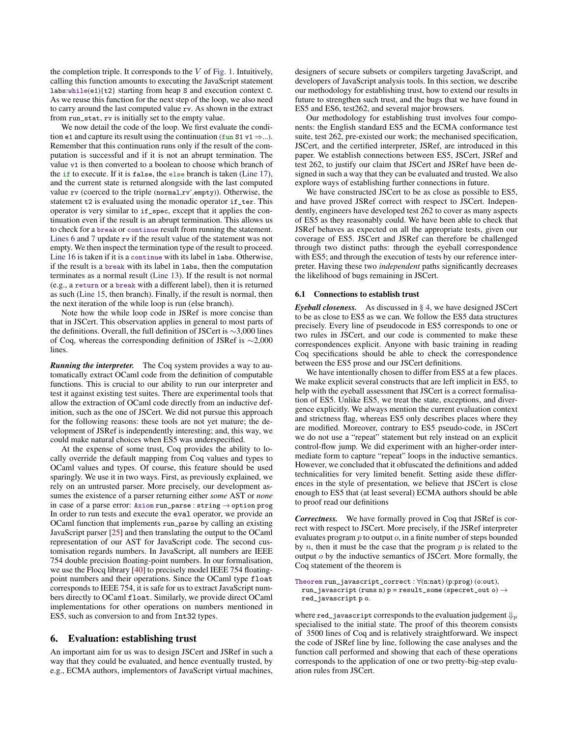the completion triple. It corresponds to the $V$ of Fig. 1. Intuitively, calling this function amounts to executing the JavaScript statement `labs:while(e1){t2}` starting from heap `S` and execution context `C`. As we reuse this function for the next step of the loop, we also need to carry around the last computed value `rv`. As shown in the extract from `run_stat`, `rv` is initially set to the empty value.

We now detail the code of the loop. We first evaluate the condition `e1` and capture its result using the continuation (`fun S1 v1 ⇒...`). Remember that this continuation runs only if the result of the computation is successful and if it is not an abrupt termination. The value `v1` is then converted to a boolean to choose which branch of the `if` to execute. If it is `false`, the `else` branch is taken (Line 17), and the current state is returned alongside with the last computed value `rv` (coerced to the triple `(normal,rv',empty)`). Otherwise, the statement `t2` is evaluated using the monadic operator `if_ter`. This operator is very similar to `if_spec`, except that it applies the continuation even if the result is an abrupt termination. This allows us to check for a `break` or `continue` result from running the statement. Lines 6 and 7 update `rv` if the result value of the statement was not empty. We then inspect the termination type of the result to proceed. Line 16 is taken if it is a `continue` with its label in `labs`. Otherwise, if the result is a `break` with its label in `labs`, then the computation terminates as a normal result (Line 13). If the result is not normal (e.g., a `return` or a `break` with a different label), then it is returned as such (Line 15, then branch). Finally, if the result is normal, then the next iteration of the while loop is run (else branch).

Note how the while loop code in JSRef is more concise than that in JSCert. This observation applies in general to most parts of the definitions. Overall, the full definition of JSCert is ∼3,000 lines of Coq, whereas the corresponding definition of JSRef is ∼2,000 lines.

***Running the interpreter.*** The Coq system provides a way to automatically extract OCaml code from the definition of computable functions. This is crucial to our ability to run our interpreter and test it against existing test suites. There are experimental tools that allow the extraction of OCaml code directly from an inductive definition, such as the one of JSCert. We did not pursue this approach for the following reasons: these tools are not yet mature; the development of JSRef is independently interesting; and, this way, we could make natural choices when ES5 was underspecified.

At the expense of some trust, Coq provides the ability to locally override the default mapping from Coq values and types to OCaml values and types. Of course, this feature should be used sparingly. We use it in two ways. First, as previously explained, we rely on an untrusted parser. More precisely, our development assumes the existence of a parser returning either *some* AST or *none* in case of a parse error: `Axiom run_parse : string → option prog` In order to run tests and execute the `eval` operator, we provide an OCaml function that implements `run_parse` by calling an existing JavaScript parser [25] and then translating the output to the OCaml representation of our AST for JavaScript code. The second customisation regards numbers. In JavaScript, all numbers are IEEE 754 double precision floating-point numbers. In our formalisation, we use the Flocq library [40] to precisely model IEEE 754 floating-point numbers and their operations. Since the OCaml type `float` corresponds to IEEE 754, it is safe for us to extract JavaScript numbers directly to OCaml `float`. Similarly, we provide direct OCaml implementations for other operations on numbers mentioned in ES5, such as conversion to and from `Int32` types.

## 6. Evaluation: establishing trust

An important aim for us was to design JSCert and JSRef in such a way that they could be evaluated, and hence eventually trusted, by e.g., ECMA authors, implementors of JavaScript virtual machines, designers of secure subsets or compilers targeting JavaScript, and developers of JavaScript analysis tools. In this section, we describe our methodology for establishing trust, how to extend our results in future to strengthen such trust, and the bugs that we have found in ES5 and ES6, test262, and several major browsers.

Our methodology for establishing trust involves four components: the English standard ES5 and the ECMA conformance test suite, test 262, pre-existed our work; the mechanised specification, JSCert, and the certified interpreter, JSRef, are introduced in this paper. We establish connections between ES5, JSCert, JSRef and test 262, to justify our claim that JSCert and JSRef have been designed in such a way that they can be evaluated and trusted. We also explore ways of establishing further connections in future.

We have constructed JSCert to be as close as possible to ES5, and have proved JSRef correct with respect to JSCert. Independently, engineers have developed test 262 to cover as many aspects of ES5 as they reasonably could. We have been able to check that JSRef behaves as expected on all the appropriate tests, given our coverage of ES5. JSCert and JSRef can therefore be challenged through two distinct paths: through the eyeball correspondence with ES5; and through the execution of tests by our reference interpreter. Having these two *independent* paths significantly decreases the likelihood of bugs remaining in JSCert.

### 6.1 Connections to establish trust

***Eyeball closeness.*** As discussed in § 4, we have designed JSCert to be as close to ES5 as we can. We follow the ES5 data structures precisely. Every line of pseudocode in ES5 corresponds to one or two rules in JSCert, and our code is commented to make these correspondences explicit. Anyone with basic training in reading Coq specifications should be able to check the correspondence between the ES5 prose and our JSCert definitions.

We have intentionally chosen to differ from ES5 at a few places. We make explicit several constructs that are left implicit in ES5, to help with the eyeball assessment that JSCert is a correct formalisation of ES5. Unlike ES5, we treat the state, exceptions, and divergence explicitly. We always mention the current evaluation context and strictness flag, whereas ES5 only describes places where they are modified. Moreover, contrary to ES5 pseudo-code, in JSCert we do not use a "repeat" statement but rely instead on an explicit control-flow jump. We did experiment with an higher-order intermediate form to capture "repeat" loops in the inductive semantics. However, we concluded that it obfuscated the definitions and added technicalities for very limited benefit. Setting aside these differences in the style of presentation, we believe that JSCert is close enough to ES5 that (at least several) ECMA authors should be able to proof read our definitions

***Correctness.*** We have formally proved in Coq that JSRef is correct with respect to JSCert. More precisely, if the JSRef interpreter evaluates program $p$ to output $o$, in a finite number of steps bounded by $n$, then it must be the case that the program $p$ is related to the output $o$ by the inductive semantics of JSCert. More formally, the Coq statement of the theorem is

```
Theorem run_javascript_correct : ∀(n:nat) (p:prog) (o:out),
  run_javascript (runs n) p = result_some (specret_out o) →
  red_javascript p o.
```

where `red_javascript` corresponds to the evaluation judgement $\Downarrow_p$ specialised to the initial state. The proof of this theorem consists of 3500 lines of Coq and is relatively straightforward. We inspect the code of JSRef line by line, following the case analyses and the function call performed and showing that each of these operations corresponds to the application of one or two pretty-big-step evaluation rules from JSCert.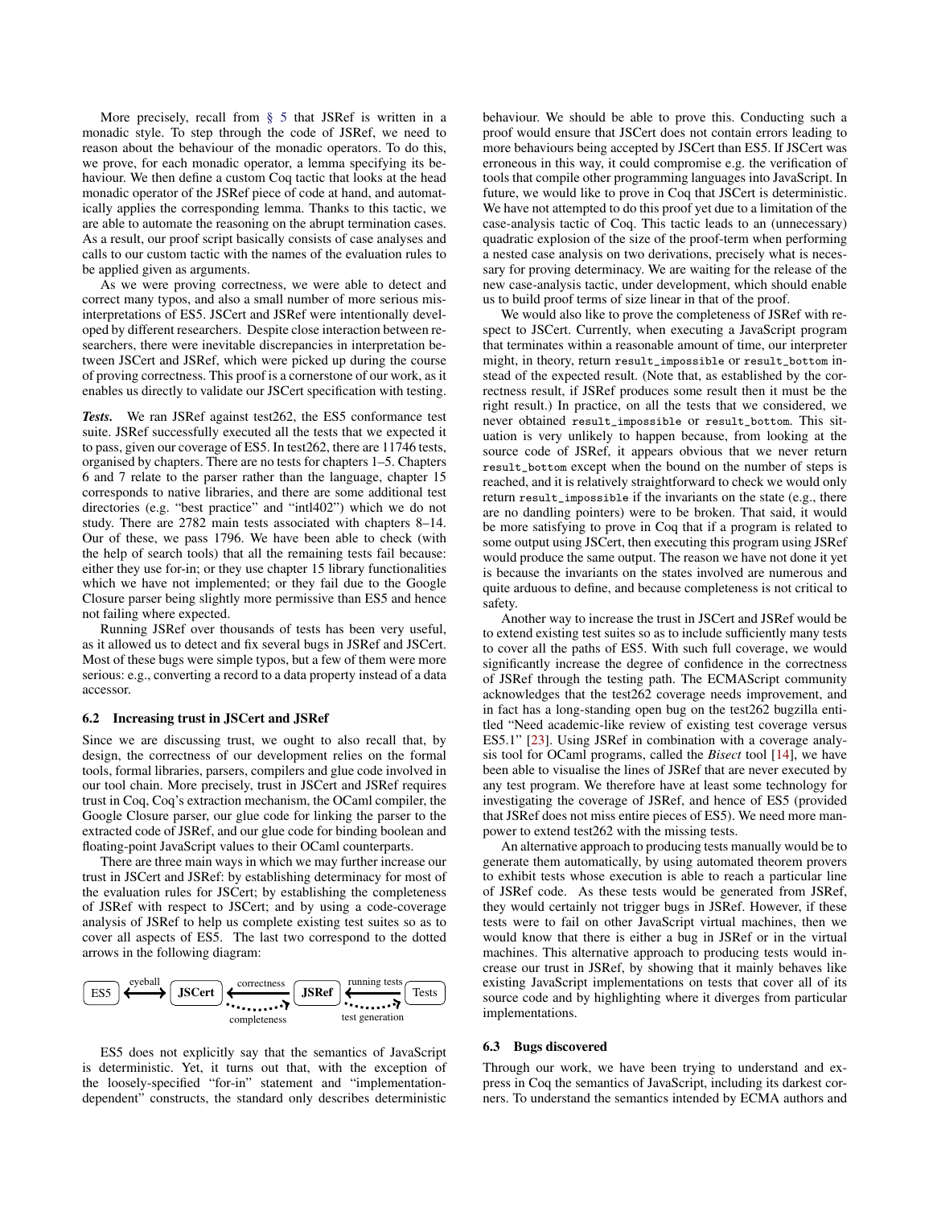More precisely, recall from § 5 that JSRef is written in a monadic style. To step through the code of JSRef, we need to reason about the behaviour of the monadic operators. To do this, we prove, for each monadic operator, a lemma specifying its behaviour. We then define a custom Coq tactic that looks at the head monadic operator of the JSRef piece of code at hand, and automatically applies the corresponding lemma. Thanks to this tactic, we are able to automate the reasoning on the abrupt termination cases. As a result, our proof script basically consists of case analyses and calls to our custom tactic with the names of the evaluation rules to be applied given as arguments.

As we were proving correctness, we were able to detect and correct many typos, and also a small number of more serious misinterpretations of ES5. JSCert and JSRef were intentionally developed by different researchers. Despite close interaction between researchers, there were inevitable discrepancies in interpretation between JSCert and JSRef, which were picked up during the course of proving correctness. This proof is a cornerstone of our work, as it enables us directly to validate our JSCert specification with testing.

***Tests.*** We ran JSRef against test262, the ES5 conformance test suite. JSRef successfully executed all the tests that we expected it to pass, given our coverage of ES5. In test262, there are 11746 tests, organised by chapters. There are no tests for chapters 1–5. Chapters 6 and 7 relate to the parser rather than the language, chapter 15 corresponds to native libraries, and there are some additional test directories (e.g. "best practice" and "intl402") which we do not study. There are 2782 main tests associated with chapters 8–14. Our of these, we pass 1796. We have been able to check (with the help of search tools) that all the remaining tests fail because: either they use for-in; or they use chapter 15 library functionalities which we have not implemented; or they fail due to the Google Closure parser being slightly more permissive than ES5 and hence not failing where expected.

Running JSRef over thousands of tests has been very useful, as it allowed us to detect and fix several bugs in JSRef and JSCert. Most of these bugs were simple typos, but a few of them were more serious: e.g., converting a record to a data property instead of a data accessor.

### 6.2 Increasing trust in JSCert and JSRef

Since we are discussing trust, we ought to also recall that, by design, the correctness of our development relies on the formal tools, formal libraries, parsers, compilers and glue code involved in our tool chain. More precisely, trust in JSCert and JSRef requires trust in Coq, Coq's extraction mechanism, the OCaml compiler, the Google Closure parser, our glue code for linking the parser to the extracted code of JSRef, and our glue code for binding boolean and floating-point JavaScript values to their OCaml counterparts.

There are three main ways in which we may further increase our trust in JSCert and JSRef: by establishing determinacy for most of the evaluation rules for JSCert; by establishing the completeness of JSRef with respect to JSCert; and by using a code-coverage analysis of JSRef to help us complete existing test suites so as to cover all aspects of ES5. The last two correspond to the dotted arrows in the following diagram:

ES5 ⟷ (eyeball) **JSCert** ⟵ (correctness) / ⋯> (completeness) **JSRef** ⟵ (running tests) / ⋯> (test generation) Tests

ES5 does not explicitly say that the semantics of JavaScript is deterministic. Yet, it turns out that, with the exception of the loosely-specified "for-in" statement and "implementation-dependent" constructs, the standard only describes deterministic behaviour. We should be able to prove this. Conducting such a proof would ensure that JSCert does not contain errors leading to more behaviours being accepted by JSCert than ES5. If JSCert was erroneous in this way, it could compromise e.g. the verification of tools that compile other programming languages into JavaScript. In future, we would like to prove in Coq that JSCert is deterministic. We have not attempted to do this proof yet due to a limitation of the case-analysis tactic of Coq. This tactic leads to an (unnecessary) quadratic explosion of the size of the proof-term when performing a nested case analysis on two derivations, precisely what is necessary for proving determinacy. We are waiting for the release of the new case-analysis tactic, under development, which should enable us to build proof terms of size linear in that of the proof.

We would also like to prove the completeness of JSRef with respect to JSCert. Currently, when executing a JavaScript program that terminates within a reasonable amount of time, our interpreter might, in theory, return `result_impossible` or `result_bottom` instead of the expected result. (Note that, as established by the correctness result, if JSRef produces some result then it must be the right result.) In practice, on all the tests that we considered, we never obtained `result_impossible` or `result_bottom`. This situation is very unlikely to happen because, from looking at the source code of JSRef, it appears obvious that we never return `result_bottom` except when the bound on the number of steps is reached, and it is relatively straightforward to check we would only return `result_impossible` if the invariants on the state (e.g., there are no dandling pointers) were to be broken. That said, it would be more satisfying to prove in Coq that if a program is related to some output using JSCert, then executing this program using JSRef would produce the same output. The reason we have not done it yet is because the invariants on the states involved are numerous and quite arduous to define, and because completeness is not critical to safety.

Another way to increase the trust in JSCert and JSRef would be to extend existing test suites so as to include sufficiently many tests to cover all the paths of ES5. With such full coverage, we would significantly increase the degree of confidence in the correctness of JSRef through the testing path. The ECMAScript community acknowledges that the test262 coverage needs improvement, and in fact has a long-standing open bug on the test262 bugzilla entitled "Need academic-like review of existing test coverage versus ES5.1" [23]. Using JSRef in combination with a coverage analysis tool for OCaml programs, called the *Bisect* tool [14], we have been able to visualise the lines of JSRef that are never executed by any test program. We therefore have at least some technology for investigating the coverage of JSRef, and hence of ES5 (provided that JSRef does not miss entire pieces of ES5). We need more manpower to extend test262 with the missing tests.

An alternative approach to producing tests manually would be to generate them automatically, by using automated theorem provers to exhibit tests whose execution is able to reach a particular line of JSRef code. As these tests would be generated from JSRef, they would certainly not trigger bugs in JSRef. However, if these tests were to fail on other JavaScript virtual machines, then we would know that there is either a bug in JSRef or in the virtual machines. This alternative approach to producing tests would increase our trust in JSRef, by showing that it mainly behaves like existing JavaScript implementations on tests that cover all of its source code and by highlighting where it diverges from particular implementations.

### 6.3 Bugs discovered

Through our work, we have been trying to understand and express in Coq the semantics of JavaScript, including its darkest corners. To understand the semantics intended by ECMA authors and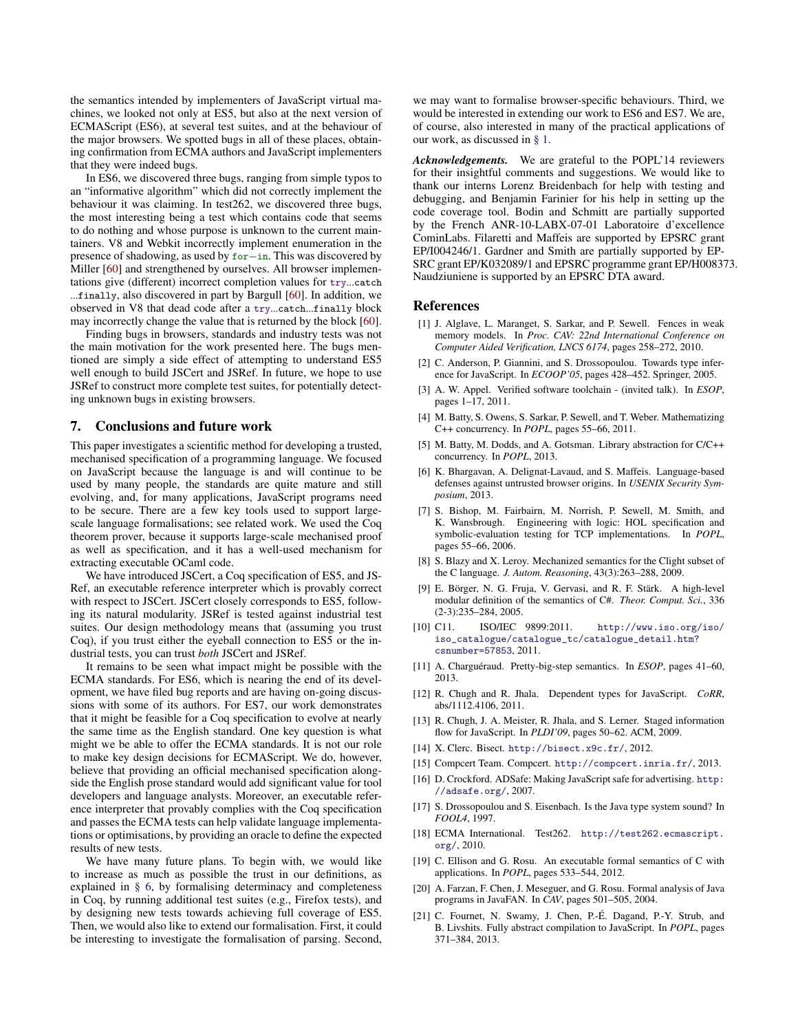the semantics intended by implementers of JavaScript virtual machines, we looked not only at ES5, but also at the next version of ECMAScript (ES6), at several test suites, and at the behaviour of the major browsers. We spotted bugs in all of these places, obtaining confirmation from ECMA authors and JavaScript implementers that they were indeed bugs.

In ES6, we discovered three bugs, ranging from simple typos to an "informative algorithm" which did not correctly implement the behaviour it was claiming. In test262, we discovered three bugs, the most interesting being a test which contains code that seems to do nothing and whose purpose is unknown to the current maintainers. V8 and Webkit incorrectly implement enumeration in the presence of shadowing, as used by `for−in`. This was discovered by Miller [60] and strengthened by ourselves. All browser implementations give (different) incorrect completion values for `try`...`catch` ...`finally`, also discovered in part by Bargull [60]. In addition, we observed in V8 that dead code after a `try`...`catch`...`finally` block may incorrectly change the value that is returned by the block [60].

Finding bugs in browsers, standards and industry tests was not the main motivation for the work presented here. The bugs mentioned are simply a side effect of attempting to understand ES5 well enough to build JSCert and JSRef. In future, we hope to use JSRef to construct more complete test suites, for potentially detecting unknown bugs in existing browsers.

## 7. Conclusions and future work

This paper investigates a scientific method for developing a trusted, mechanised specification of a programming language. We focused on JavaScript because the language is and will continue to be used by many people, the standards are quite mature and still evolving, and, for many applications, JavaScript programs need to be secure. There are a few key tools used to support large-scale language formalisations; see related work. We used the Coq theorem prover, because it supports large-scale mechanised proof as well as specification, and it has a well-used mechanism for extracting executable OCaml code.

We have introduced JSCert, a Coq specification of ES5, and JSRef, an executable reference interpreter which is provably correct with respect to JSCert. JSCert closely corresponds to ES5, following its natural modularity. JSRef is tested against industrial test suites. Our design methodology means that (assuming you trust Coq), if you trust either the eyeball connection to ES5 or the industrial tests, you can trust *both* JSCert and JSRef.

It remains to be seen what impact might be possible with the ECMA standards. For ES6, which is nearing the end of its development, we have filed bug reports and are having on-going discussions with some of its authors. For ES7, our work demonstrates that it might be feasible for a Coq specification to evolve at nearly the same time as the English standard. One key question is what might we be able to offer the ECMA standards. It is not our role to make key design decisions for ECMAScript. We do, however, believe that providing an official mechanised specification alongside the English prose standard would add significant value for tool developers and language analysts. Moreover, an executable reference interpreter that provably complies with the Coq specification and passes the ECMA tests can help validate language implementations or optimisations, by providing an oracle to define the expected results of new tests.

We have many future plans. To begin with, we would like to increase as much as possible the trust in our definitions, as explained in § 6, by formalising determinacy and completeness in Coq, by running additional test suites (e.g., Firefox tests), and by designing new tests towards achieving full coverage of ES5. Then, we would also like to extend our formalisation. First, it could be interesting to investigate the formalisation of parsing. Second, we may want to formalise browser-specific behaviours. Third, we would be interested in extending our work to ES6 and ES7. We are, of course, also interested in many of the practical applications of our work, as discussed in § 1.

***Acknowledgements.*** We are grateful to the POPL'14 reviewers for their insightful comments and suggestions. We would like to thank our interns Lorenz Breidenbach for help with testing and debugging, and Benjamin Farinier for his help in setting up the code coverage tool. Bodin and Schmitt are partially supported by the French ANR-10-LABX-07-01 Laboratoire d'excellence CominLabs. Filaretti and Maffeis are supported by EPSRC grant EP/I004246/1. Gardner and Smith are partially supported by EPSRC grant EP/K032089/1 and EPSRC programme grant EP/H008373. Naudziuniene is supported by an EPSRC DTA award.

## References

[1] J. Alglave, L. Maranget, S. Sarkar, and P. Sewell. Fences in weak memory models. In *Proc. CAV: 22nd International Conference on Computer Aided Verification, LNCS 6174*, pages 258–272, 2010.

[2] C. Anderson, P. Giannini, and S. Drossopoulou. Towards type inference for JavaScript. In *ECOOP'05*, pages 428–452. Springer, 2005.

[3] A. W. Appel. Verified software toolchain - (invited talk). In *ESOP*, pages 1–17, 2011.

[4] M. Batty, S. Owens, S. Sarkar, P. Sewell, and T. Weber. Mathematizing C++ concurrency. In *POPL*, pages 55–66, 2011.

[5] M. Batty, M. Dodds, and A. Gotsman. Library abstraction for C/C++ concurrency. In *POPL*, 2013.

[6] K. Bhargavan, A. Delignat-Lavaud, and S. Maffeis. Language-based defenses against untrusted browser origins. In *USENIX Security Symposium*, 2013.

[7] S. Bishop, M. Fairbairn, M. Norrish, P. Sewell, M. Smith, and K. Wansbrough. Engineering with logic: HOL specification and symbolic-evaluation testing for TCP implementations. In *POPL*, pages 55–66, 2006.

[8] S. Blazy and X. Leroy. Mechanized semantics for the Clight subset of the C language. *J. Autom. Reasoning*, 43(3):263–288, 2009.

[9] E. Börger, N. G. Fruja, V. Gervasi, and R. F. Stärk. A high-level modular definition of the semantics of C#. *Theor. Comput. Sci.*, 336 (2-3):235–284, 2005.

[10] C11. ISO/IEC 9899:2011. http://www.iso.org/iso/iso_catalogue/catalogue_tc/catalogue_detail.htm?csnumber=57853, 2011.

[11] A. Charguéraud. Pretty-big-step semantics. In *ESOP*, pages 41–60, 2013.

[12] R. Chugh and R. Jhala. Dependent types for JavaScript. *CoRR*, abs/1112.4106, 2011.

[13] R. Chugh, J. A. Meister, R. Jhala, and S. Lerner. Staged information flow for JavaScript. In *PLDI'09*, pages 50–62. ACM, 2009.

[14] X. Clerc. Bisect. http://bisect.x9c.fr/, 2012.

[15] Compcert Team. Compcert. http://compcert.inria.fr/, 2013.

[16] D. Crockford. ADSafe: Making JavaScript safe for advertising. http://adsafe.org/, 2007.

[17] S. Drossopoulou and S. Eisenbach. Is the Java type system sound? In *FOOL4*, 1997.

[18] ECMA International. Test262. http://test262.ecmascript.org/, 2010.

[19] C. Ellison and G. Rosu. An executable formal semantics of C with applications. In *POPL*, pages 533–544, 2012.

[20] A. Farzan, F. Chen, J. Meseguer, and G. Rosu. Formal analysis of Java programs in JavaFAN. In *CAV*, pages 501–505, 2004.

[21] C. Fournet, N. Swamy, J. Chen, P.-É. Dagand, P.-Y. Strub, and B. Livshits. Fully abstract compilation to JavaScript. In *POPL*, pages 371–384, 2013.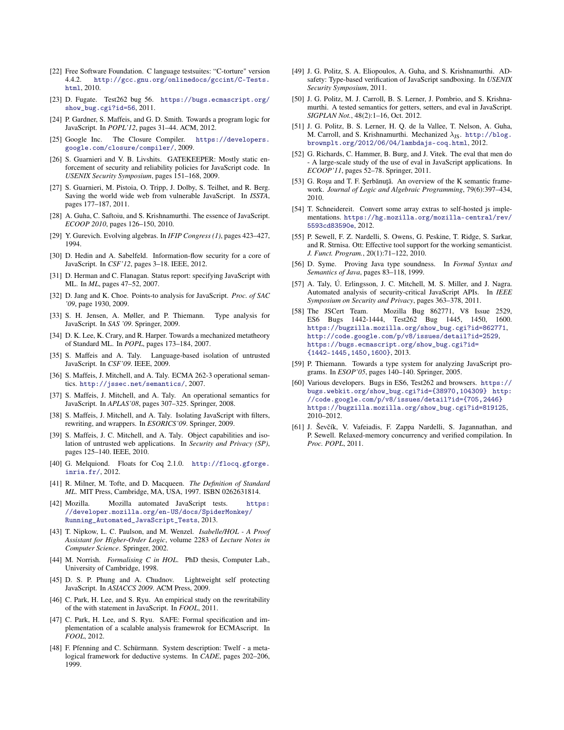- [22] Free Software Foundation. C language testsuites: "C-torture" version 4.4.2. http://gcc.gnu.org/onlinedocs/gccint/C-Tests.html, 2010.
- [23] D. Fugate. Test262 bug 56. https://bugs.ecmascript.org/show_bug.cgi?id=56, 2011.
- [24] P. Gardner, S. Maffeis, and G. D. Smith. Towards a program logic for JavaScript. In *POPL'12*, pages 31–44. ACM, 2012.
- [25] Google Inc. The Closure Compiler. https://developers.google.com/closure/compiler/, 2009.
- [26] S. Guarnieri and V. B. Livshits. GATEKEEPER: Mostly static enforcement of security and reliability policies for JavaScript code. In *USENIX Security Symposium*, pages 151–168, 2009.
- [27] S. Guarnieri, M. Pistoia, O. Tripp, J. Dolby, S. Teilhet, and R. Berg. Saving the world wide web from vulnerable JavaScript. In *ISSTA*, pages 177–187, 2011.
- [28] A. Guha, C. Saftoiu, and S. Krishnamurthi. The essence of JavaScript. *ECOOP 2010*, pages 126–150, 2010.
- [29] Y. Gurevich. Evolving algebras. In *IFIP Congress (1)*, pages 423–427, 1994.
- [30] D. Hedin and A. Sabelfeld. Information-flow security for a core of JavaScript. In *CSF'12*, pages 3–18. IEEE, 2012.
- [31] D. Herman and C. Flanagan. Status report: specifying JavaScript with ML. In *ML*, pages 47–52, 2007.
- [32] D. Jang and K. Choe. Points-to analysis for JavaScript. *Proc. of SAC '09*, page 1930, 2009.
- [33] S. H. Jensen, A. Møller, and P. Thiemann. Type analysis for JavaScript. In *SAS '09*. Springer, 2009.
- [34] D. K. Lee, K. Crary, and R. Harper. Towards a mechanized metatheory of Standard ML. In *POPL*, pages 173–184, 2007.
- [35] S. Maffeis and A. Taly. Language-based isolation of untrusted JavaScript. In *CSF'09*. IEEE, 2009.
- [36] S. Maffeis, J. Mitchell, and A. Taly. ECMA 262-3 operational semantics. http://jssec.net/semantics/, 2007.
- [37] S. Maffeis, J. Mitchell, and A. Taly. An operational semantics for JavaScript. In *APLAS'08*, pages 307–325. Springer, 2008.
- [38] S. Maffeis, J. Mitchell, and A. Taly. Isolating JavaScript with filters, rewriting, and wrappers. In *ESORICS'09*. Springer, 2009.
- [39] S. Maffeis, J. C. Mitchell, and A. Taly. Object capabilities and isolation of untrusted web applications. In *Security and Privacy (SP)*, pages 125–140. IEEE, 2010.
- [40] G. Melquiond. Floats for Coq 2.1.0. http://flocq.gforge.inria.fr/, 2012.
- [41] R. Milner, M. Tofte, and D. Macqueen. *The Definition of Standard ML*. MIT Press, Cambridge, MA, USA, 1997. ISBN 0262631814.
- [42] Mozilla. Mozilla automated JavaScript tests. https://developer.mozilla.org/en-US/docs/SpiderMonkey/Running_Automated_JavaScript_Tests, 2013.
- [43] T. Nipkow, L. C. Paulson, and M. Wenzel. *Isabelle/HOL - A Proof Assistant for Higher-Order Logic*, volume 2283 of *Lecture Notes in Computer Science*. Springer, 2002.
- [44] M. Norrish. *Formalising C in HOL*. PhD thesis, Computer Lab., University of Cambridge, 1998.
- [45] D. S. P. Phung and A. Chudnov. Lightweight self protecting JavaScript. In *ASIACCS 2009*. ACM Press, 2009.
- [46] C. Park, H. Lee, and S. Ryu. An empirical study on the rewritability of the with statement in JavaScript. In *FOOL*, 2011.
- [47] C. Park, H. Lee, and S. Ryu. SAFE: Formal specification and implementation of a scalable analysis framewrok for ECMAscript. In *FOOL*, 2012.
- [48] F. Pfenning and C. Schürmann. System description: Twelf - a metalogical framework for deductive systems. In *CADE*, pages 202–206, 1999.
- [49] J. G. Politz, S. A. Eliopoulos, A. Guha, and S. Krishnamurthi. ADsafety: Type-based verification of JavaScript sandboxing. In *USENIX Security Symposium*, 2011.
- [50] J. G. Politz, M. J. Carroll, B. S. Lerner, J. Pombrio, and S. Krishnamurthi. A tested semantics for getters, setters, and eval in JavaScript. *SIGPLAN Not.*, 48(2):1–16, Oct. 2012.
- [51] J. G. Politz, B. S. Lerner, H. Q. de la Vallee, T. Nelson, A. Guha, M. Carroll, and S. Krishnamurthi. Mechanized $\lambda_{JS}$. http://blog.brownplt.org/2012/06/04/lambdajs-coq.html, 2012.
- [52] G. Richards, C. Hammer, B. Burg, and J. Vitek. The eval that men do - A large-scale study of the use of eval in JavaScript applications. In *ECOOP'11*, pages 52–78. Springer, 2011.
- [53] G. Roşu and T. F. Şerbănuţă. An overview of the K semantic framework. *Journal of Logic and Algebraic Programming*, 79(6):397–434, 2010.
- [54] T. Schneidereit. Convert some array extras to self-hosted js implementations. https://hg.mozilla.org/mozilla-central/rev/5593cd83590e, 2012.
- [55] P. Sewell, F. Z. Nardelli, S. Owens, G. Peskine, T. Ridge, S. Sarkar, and R. Strnisa. Ott: Effective tool support for the working semanticist. *J. Funct. Program.*, 20(1):71–122, 2010.
- [56] D. Syme. Proving Java type soundness. In *Formal Syntax and Semantics of Java*, pages 83–118, 1999.
- [57] A. Taly, Ú. Erlingsson, J. C. Mitchell, M. S. Miller, and J. Nagra. Automated analysis of security-critical JavaScript APIs. In *IEEE Symposium on Security and Privacy*, pages 363–378, 2011.
- [58] The JSCert Team. Mozilla Bug 862771, V8 Issue 2529, ES6 Bugs 1442-1444, Test262 Bug 1445, 1450, 1600. https://bugzilla.mozilla.org/show_bug.cgi?id=862771, http://code.google.com/p/v8/issues/detail?id=2529, https://bugs.ecmascript.org/show_bug.cgi?id={1442-1445,1450,1600}, 2013.
- [59] P. Thiemann. Towards a type system for analyzing JavaScript programs. In *ESOP'05*, pages 140–140. Springer, 2005.
- [60] Various developers. Bugs in ES6, Test262 and browsers. https://bugs.webkit.org/show_bug.cgi?id={38970,104309} http://code.google.com/p/v8/issues/detail?id={705,2446} https://bugzilla.mozilla.org/show_bug.cgi?id=819125, 2010–2012.
- [61] J. Ševčík, V. Vafeiadis, F. Zappa Nardelli, S. Jagannathan, and P. Sewell. Relaxed-memory concurrency and verified compilation. In *Proc. POPL*, 2011.